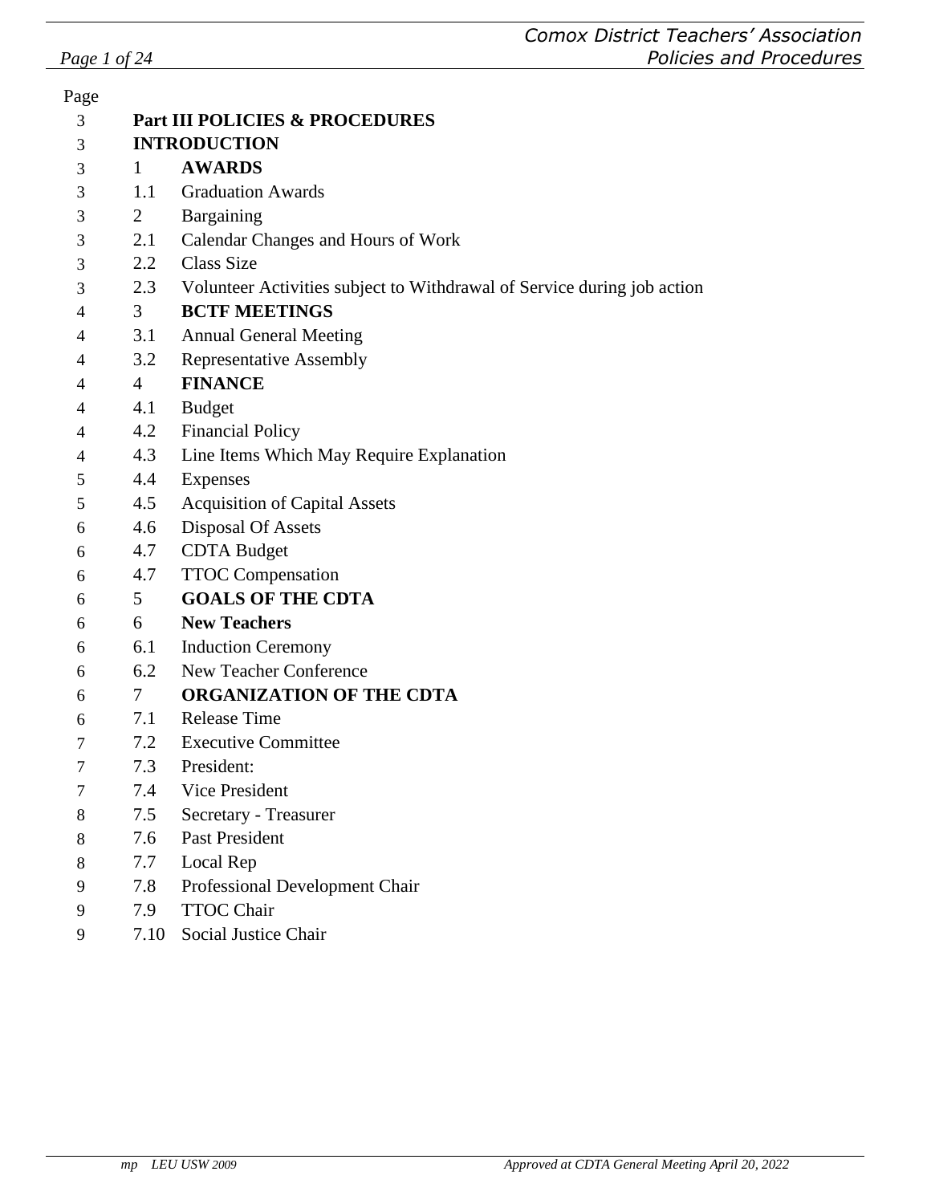| Page | | |
|---|---|---|
| 3 | **Part III POLICIES & PROCEDURES** | |
| 3 | **INTRODUCTION** | |
| 3 | 1 | **AWARDS** |
| 3 | 1.1 | Graduation Awards |
| 3 | 2 | Bargaining |
| 3 | 2.1 | Calendar Changes and Hours of Work |
| 3 | 2.2 | Class Size |
| 3 | 2.3 | Volunteer Activities subject to Withdrawal of Service during job action |
| 4 | 3 | **BCTF MEETINGS** |
| 4 | 3.1 | Annual General Meeting |
| 4 | 3.2 | Representative Assembly |
| 4 | 4 | **FINANCE** |
| 4 | 4.1 | Budget |
| 4 | 4.2 | Financial Policy |
| 4 | 4.3 | Line Items Which May Require Explanation |
| 5 | 4.4 | Expenses |
| 5 | 4.5 | Acquisition of Capital Assets |
| 6 | 4.6 | Disposal Of Assets |
| 6 | 4.7 | CDTA Budget |
| 6 | 4.7 | TTOC Compensation |
| 6 | 5 | **GOALS OF THE CDTA** |
| 6 | 6 | **New Teachers** |
| 6 | 6.1 | Induction Ceremony |
| 6 | 6.2 | New Teacher Conference |
| 6 | 7 | **ORGANIZATION OF THE CDTA** |
| 6 | 7.1 | Release Time |
| 7 | 7.2 | Executive Committee |
| 7 | 7.3 | President: |
| 7 | 7.4 | Vice President |
| 8 | 7.5 | Secretary - Treasurer |
| 8 | 7.6 | Past President |
| 8 | 7.7 | Local Rep |
| 9 | 7.8 | Professional Development Chair |
| 9 | 7.9 | TTOC Chair |
| 9 | 7.10 | Social Justice Chair |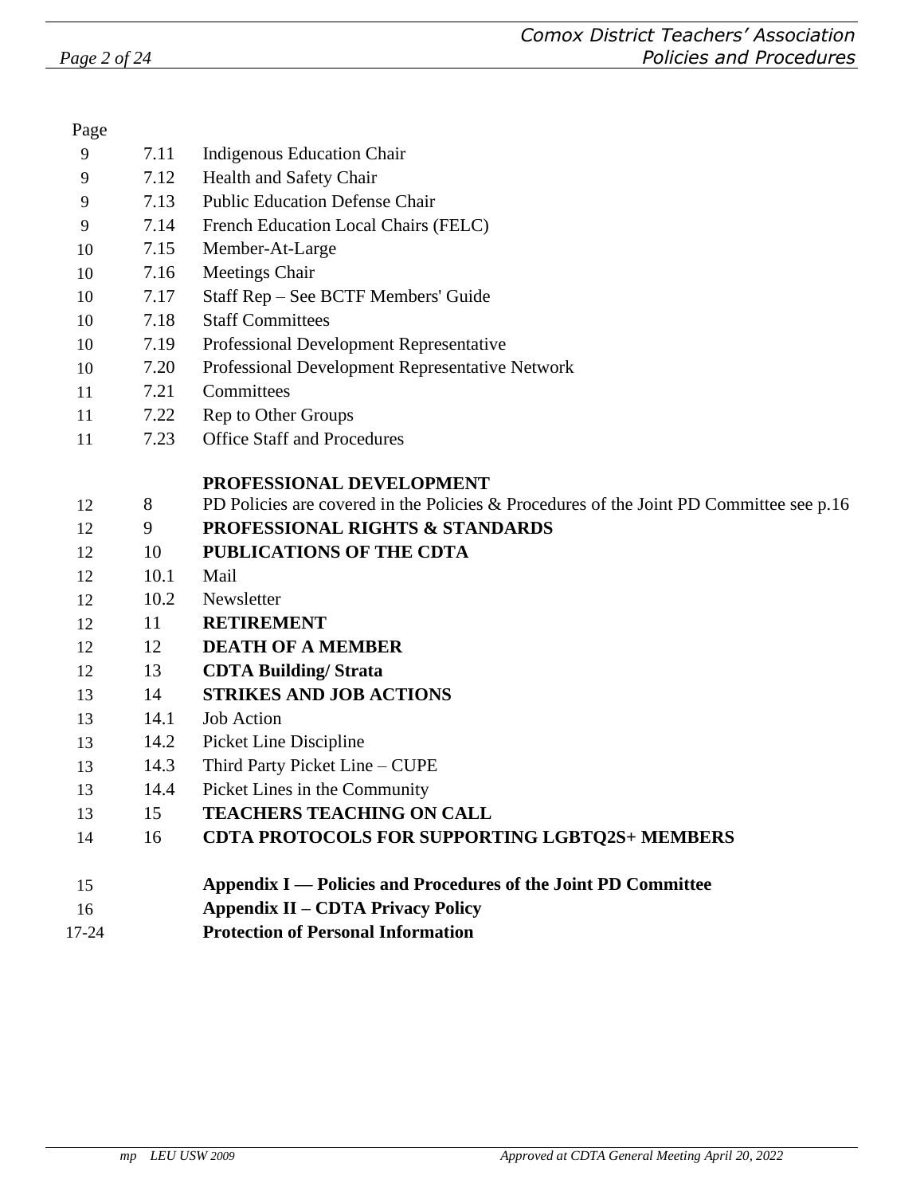| Page | | |
|---|---|---|
| 9 | 7.11 | Indigenous Education Chair |
| 9 | 7.12 | Health and Safety Chair |
| 9 | 7.13 | Public Education Defense Chair |
| 9 | 7.14 | French Education Local Chairs (FELC) |
| 10 | 7.15 | Member-At-Large |
| 10 | 7.16 | Meetings Chair |
| 10 | 7.17 | Staff Rep – See BCTF Members' Guide |
| 10 | 7.18 | Staff Committees |
| 10 | 7.19 | Professional Development Representative |
| 10 | 7.20 | Professional Development Representative Network |
| 11 | 7.21 | Committees |
| 11 | 7.22 | Rep to Other Groups |
| 11 | 7.23 | Office Staff and Procedures |
| | | **PROFESSIONAL DEVELOPMENT** |
| 12 | 8 | PD Policies are covered in the Policies & Procedures of the Joint PD Committee see p.16 |
| 12 | 9 | **PROFESSIONAL RIGHTS & STANDARDS** |
| 12 | 10 | **PUBLICATIONS OF THE CDTA** |
| 12 | 10.1 | Mail |
| 12 | 10.2 | Newsletter |
| 12 | 11 | **RETIREMENT** |
| 12 | 12 | **DEATH OF A MEMBER** |
| 12 | 13 | **CDTA Building/ Strata** |
| 13 | 14 | **STRIKES AND JOB ACTIONS** |
| 13 | 14.1 | Job Action |
| 13 | 14.2 | Picket Line Discipline |
| 13 | 14.3 | Third Party Picket Line – CUPE |
| 13 | 14.4 | Picket Lines in the Community |
| 13 | 15 | **TEACHERS TEACHING ON CALL** |
| 14 | 16 | **CDTA PROTOCOLS FOR SUPPORTING LGBTQ2S+ MEMBERS** |
| 15 | | **Appendix I — Policies and Procedures of the Joint PD Committee** |
| 16 | | **Appendix II – CDTA Privacy Policy** |
| 17-24 | | **Protection of Personal Information** |

*mp LEU USW 2009* *Approved at CDTA General Meeting April 20, 2022*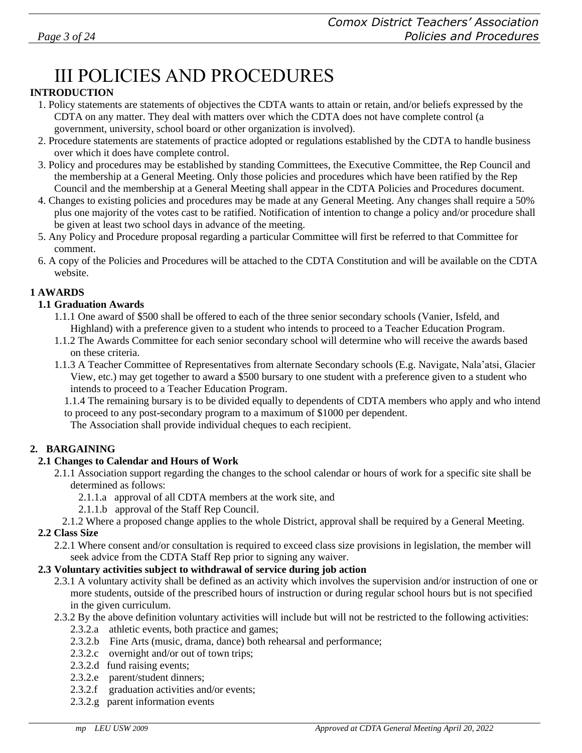# III POLICIES AND PROCEDURES

**INTRODUCTION**

1. Policy statements are statements of objectives the CDTA wants to attain or retain, and/or beliefs expressed by the CDTA on any matter. They deal with matters over which the CDTA does not have complete control (a government, university, school board or other organization is involved).
2. Procedure statements are statements of practice adopted or regulations established by the CDTA to handle business over which it does have complete control.
3. Policy and procedures may be established by standing Committees, the Executive Committee, the Rep Council and the membership at a General Meeting. Only those policies and procedures which have been ratified by the Rep Council and the membership at a General Meeting shall appear in the CDTA Policies and Procedures document.
4. Changes to existing policies and procedures may be made at any General Meeting. Any changes shall require a 50% plus one majority of the votes cast to be ratified. Notification of intention to change a policy and/or procedure shall be given at least two school days in advance of the meeting.
5. Any Policy and Procedure proposal regarding a particular Committee will first be referred to that Committee for comment.
6. A copy of the Policies and Procedures will be attached to the CDTA Constitution and will be available on the CDTA website.

**1 AWARDS**

**1.1 Graduation Awards**

1.1.1 One award of $500 shall be offered to each of the three senior secondary schools (Vanier, Isfeld, and Highland) with a preference given to a student who intends to proceed to a Teacher Education Program.

1.1.2 The Awards Committee for each senior secondary school will determine who will receive the awards based on these criteria.

1.1.3 A Teacher Committee of Representatives from alternate Secondary schools (E.g. Navigate, Nala'atsi, Glacier View, etc.) may get together to award a $500 bursary to one student with a preference given to a student who intends to proceed to a Teacher Education Program.

1.1.4 The remaining bursary is to be divided equally to dependents of CDTA members who apply and who intend to proceed to any post-secondary program to a maximum of $1000 per dependent.
The Association shall provide individual cheques to each recipient.

**2. BARGAINING**

**2.1 Changes to Calendar and Hours of Work**

2.1.1 Association support regarding the changes to the school calendar or hours of work for a specific site shall be determined as follows:

- 2.1.1.a approval of all CDTA members at the work site, and
- 2.1.1.b approval of the Staff Rep Council.

2.1.2 Where a proposed change applies to the whole District, approval shall be required by a General Meeting.

**2.2 Class Size**

2.2.1 Where consent and/or consultation is required to exceed class size provisions in legislation, the member will seek advice from the CDTA Staff Rep prior to signing any waiver.

**2.3 Voluntary activities subject to withdrawal of service during job action**

2.3.1 A voluntary activity shall be defined as an activity which involves the supervision and/or instruction of one or more students, outside of the prescribed hours of instruction or during regular school hours but is not specified in the given curriculum.

2.3.2 By the above definition voluntary activities will include but will not be restricted to the following activities:

- 2.3.2.a athletic events, both practice and games;
- 2.3.2.b Fine Arts (music, drama, dance) both rehearsal and performance;
- 2.3.2.c overnight and/or out of town trips;
- 2.3.2.d fund raising events;
- 2.3.2.e parent/student dinners;
- 2.3.2.f graduation activities and/or events;
- 2.3.2.g parent information events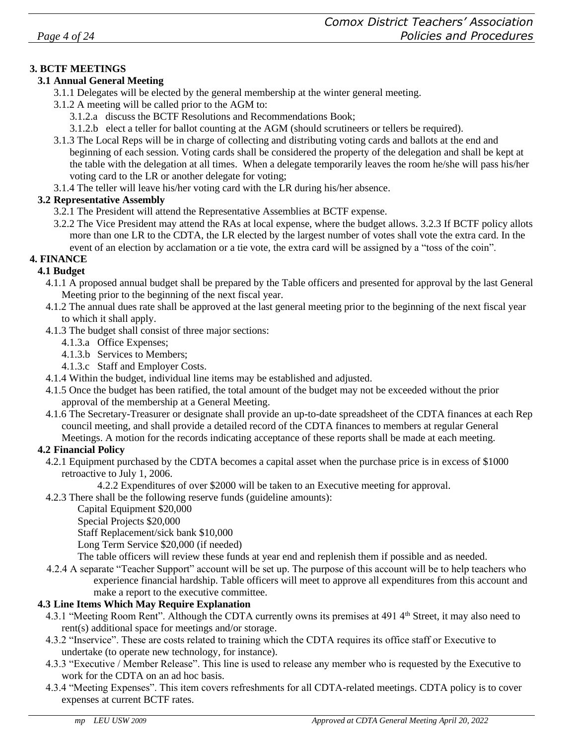## 3. BCTF MEETINGS

### 3.1 Annual General Meeting

3.1.1 Delegates will be elected by the general membership at the winter general meeting.

3.1.2 A meeting will be called prior to the AGM to:

- 3.1.2.a discuss the BCTF Resolutions and Recommendations Book;
- 3.1.2.b elect a teller for ballot counting at the AGM (should scrutineers or tellers be required).

3.1.3 The Local Reps will be in charge of collecting and distributing voting cards and ballots at the end and beginning of each session. Voting cards shall be considered the property of the delegation and shall be kept at the table with the delegation at all times. When a delegate temporarily leaves the room he/she will pass his/her voting card to the LR or another delegate for voting;

3.1.4 The teller will leave his/her voting card with the LR during his/her absence.

### 3.2 Representative Assembly

3.2.1 The President will attend the Representative Assemblies at BCTF expense.

3.2.2 The Vice President may attend the RAs at local expense, where the budget allows. 3.2.3 If BCTF policy allots more than one LR to the CDTA, the LR elected by the largest number of votes shall vote the extra card. In the event of an election by acclamation or a tie vote, the extra card will be assigned by a "toss of the coin".

## 4. FINANCE

### 4.1 Budget

4.1.1 A proposed annual budget shall be prepared by the Table officers and presented for approval by the last General Meeting prior to the beginning of the next fiscal year.

4.1.2 The annual dues rate shall be approved at the last general meeting prior to the beginning of the next fiscal year to which it shall apply.

4.1.3 The budget shall consist of three major sections:

- 4.1.3.a Office Expenses;
- 4.1.3.b Services to Members;
- 4.1.3.c Staff and Employer Costs.

4.1.4 Within the budget, individual line items may be established and adjusted.

4.1.5 Once the budget has been ratified, the total amount of the budget may not be exceeded without the prior approval of the membership at a General Meeting.

4.1.6 The Secretary-Treasurer or designate shall provide an up-to-date spreadsheet of the CDTA finances at each Rep council meeting, and shall provide a detailed record of the CDTA finances to members at regular General Meetings. A motion for the records indicating acceptance of these reports shall be made at each meeting.

### 4.2 Financial Policy

4.2.1 Equipment purchased by the CDTA becomes a capital asset when the purchase price is in excess of $1000 retroactive to July 1, 2006.

4.2.2 Expenditures of over $2000 will be taken to an Executive meeting for approval.

4.2.3 There shall be the following reserve funds (guideline amounts):

Capital Equipment $20,000
Special Projects $20,000
Staff Replacement/sick bank $10,000
Long Term Service $20,000 (if needed)

The table officers will review these funds at year end and replenish them if possible and as needed.

4.2.4 A separate "Teacher Support" account will be set up. The purpose of this account will be to help teachers who experience financial hardship. Table officers will meet to approve all expenditures from this account and make a report to the executive committee.

### 4.3 Line Items Which May Require Explanation

4.3.1 "Meeting Room Rent". Although the CDTA currently owns its premises at 491 4th Street, it may also need to rent(s) additional space for meetings and/or storage.

4.3.2 "Inservice". These are costs related to training which the CDTA requires its office staff or Executive to undertake (to operate new technology, for instance).

4.3.3 "Executive / Member Release". This line is used to release any member who is requested by the Executive to work for the CDTA on an ad hoc basis.

4.3.4 "Meeting Expenses". This item covers refreshments for all CDTA-related meetings. CDTA policy is to cover expenses at current BCTF rates.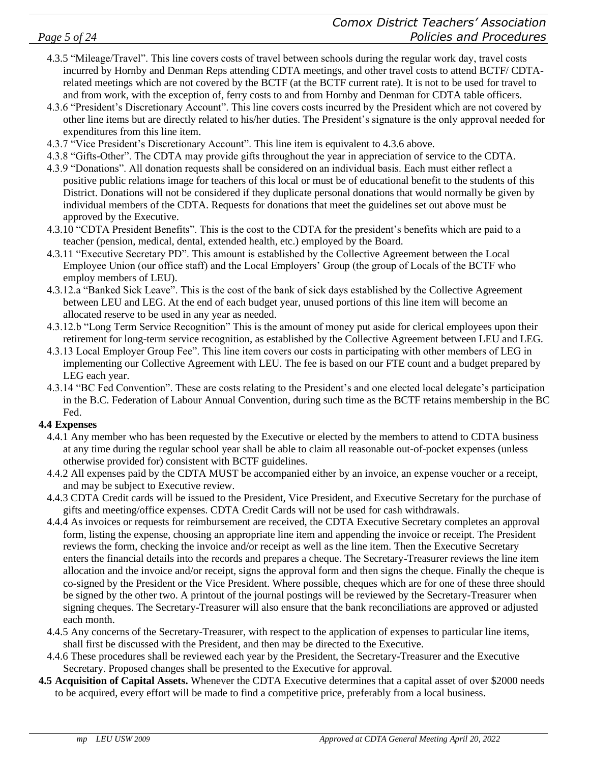4.3.5 "Mileage/Travel". This line covers costs of travel between schools during the regular work day, travel costs incurred by Hornby and Denman Reps attending CDTA meetings, and other travel costs to attend BCTF/ CDTA-related meetings which are not covered by the BCTF (at the BCTF current rate). It is not to be used for travel to and from work, with the exception of, ferry costs to and from Hornby and Denman for CDTA table officers.

4.3.6 "President's Discretionary Account". This line covers costs incurred by the President which are not covered by other line items but are directly related to his/her duties. The President's signature is the only approval needed for expenditures from this line item.

4.3.7 "Vice President's Discretionary Account". This line item is equivalent to 4.3.6 above.

4.3.8 "Gifts-Other". The CDTA may provide gifts throughout the year in appreciation of service to the CDTA.

4.3.9 "Donations". All donation requests shall be considered on an individual basis. Each must either reflect a positive public relations image for teachers of this local or must be of educational benefit to the students of this District. Donations will not be considered if they duplicate personal donations that would normally be given by individual members of the CDTA. Requests for donations that meet the guidelines set out above must be approved by the Executive.

4.3.10 "CDTA President Benefits". This is the cost to the CDTA for the president's benefits which are paid to a teacher (pension, medical, dental, extended health, etc.) employed by the Board.

4.3.11 "Executive Secretary PD". This amount is established by the Collective Agreement between the Local Employee Union (our office staff) and the Local Employers' Group (the group of Locals of the BCTF who employ members of LEU).

4.3.12.a "Banked Sick Leave". This is the cost of the bank of sick days established by the Collective Agreement between LEU and LEG. At the end of each budget year, unused portions of this line item will become an allocated reserve to be used in any year as needed.

4.3.12.b "Long Term Service Recognition" This is the amount of money put aside for clerical employees upon their retirement for long-term service recognition, as established by the Collective Agreement between LEU and LEG.

4.3.13 Local Employer Group Fee". This line item covers our costs in participating with other members of LEG in implementing our Collective Agreement with LEU. The fee is based on our FTE count and a budget prepared by LEG each year.

4.3.14 "BC Fed Convention". These are costs relating to the President's and one elected local delegate's participation in the B.C. Federation of Labour Annual Convention, during such time as the BCTF retains membership in the BC Fed.

**4.4 Expenses**

4.4.1 Any member who has been requested by the Executive or elected by the members to attend to CDTA business at any time during the regular school year shall be able to claim all reasonable out-of-pocket expenses (unless otherwise provided for) consistent with BCTF guidelines.

4.4.2 All expenses paid by the CDTA MUST be accompanied either by an invoice, an expense voucher or a receipt, and may be subject to Executive review.

4.4.3 CDTA Credit cards will be issued to the President, Vice President, and Executive Secretary for the purchase of gifts and meeting/office expenses. CDTA Credit Cards will not be used for cash withdrawals.

4.4.4 As invoices or requests for reimbursement are received, the CDTA Executive Secretary completes an approval form, listing the expense, choosing an appropriate line item and appending the invoice or receipt. The President reviews the form, checking the invoice and/or receipt as well as the line item. Then the Executive Secretary enters the financial details into the records and prepares a cheque. The Secretary-Treasurer reviews the line item allocation and the invoice and/or receipt, signs the approval form and then signs the cheque. Finally the cheque is co-signed by the President or the Vice President. Where possible, cheques which are for one of these three should be signed by the other two. A printout of the journal postings will be reviewed by the Secretary-Treasurer when signing cheques. The Secretary-Treasurer will also ensure that the bank reconciliations are approved or adjusted each month.

4.4.5 Any concerns of the Secretary-Treasurer, with respect to the application of expenses to particular line items, shall first be discussed with the President, and then may be directed to the Executive.

4.4.6 These procedures shall be reviewed each year by the President, the Secretary-Treasurer and the Executive Secretary. Proposed changes shall be presented to the Executive for approval.

**4.5 Acquisition of Capital Assets.** Whenever the CDTA Executive determines that a capital asset of over $2000 needs to be acquired, every effort will be made to find a competitive price, preferably from a local business.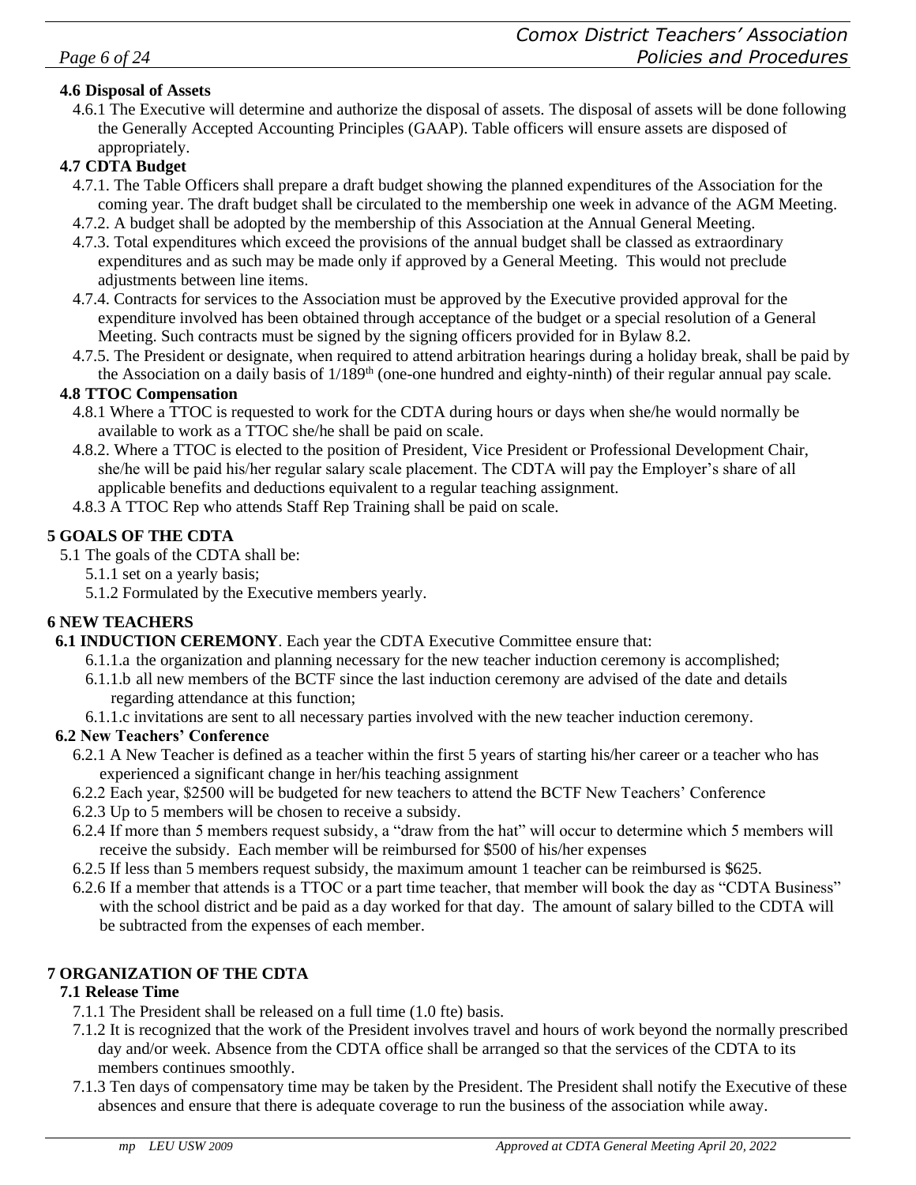### 4.6 Disposal of Assets

4.6.1 The Executive will determine and authorize the disposal of assets. The disposal of assets will be done following the Generally Accepted Accounting Principles (GAAP). Table officers will ensure assets are disposed of appropriately.

### 4.7 CDTA Budget

4.7.1. The Table Officers shall prepare a draft budget showing the planned expenditures of the Association for the coming year. The draft budget shall be circulated to the membership one week in advance of the AGM Meeting.

4.7.2. A budget shall be adopted by the membership of this Association at the Annual General Meeting.

4.7.3. Total expenditures which exceed the provisions of the annual budget shall be classed as extraordinary expenditures and as such may be made only if approved by a General Meeting. This would not preclude adjustments between line items.

4.7.4. Contracts for services to the Association must be approved by the Executive provided approval for the expenditure involved has been obtained through acceptance of the budget or a special resolution of a General Meeting. Such contracts must be signed by the signing officers provided for in Bylaw 8.2.

4.7.5. The President or designate, when required to attend arbitration hearings during a holiday break, shall be paid by the Association on a daily basis of 1/189th (one-one hundred and eighty-ninth) of their regular annual pay scale.

### 4.8 TTOC Compensation

4.8.1 Where a TTOC is requested to work for the CDTA during hours or days when she/he would normally be available to work as a TTOC she/he shall be paid on scale.

4.8.2. Where a TTOC is elected to the position of President, Vice President or Professional Development Chair, she/he will be paid his/her regular salary scale placement. The CDTA will pay the Employer's share of all applicable benefits and deductions equivalent to a regular teaching assignment.

4.8.3 A TTOC Rep who attends Staff Rep Training shall be paid on scale.

## 5 GOALS OF THE CDTA

5.1 The goals of the CDTA shall be:

5.1.1 set on a yearly basis;

5.1.2 Formulated by the Executive members yearly.

## 6 NEW TEACHERS

**6.1 INDUCTION CEREMONY**. Each year the CDTA Executive Committee ensure that:

6.1.1.a the organization and planning necessary for the new teacher induction ceremony is accomplished;

6.1.1.b all new members of the BCTF since the last induction ceremony are advised of the date and details regarding attendance at this function;

6.1.1.c invitations are sent to all necessary parties involved with the new teacher induction ceremony.

### 6.2 New Teachers' Conference

6.2.1 A New Teacher is defined as a teacher within the first 5 years of starting his/her career or a teacher who has experienced a significant change in her/his teaching assignment

6.2.2 Each year, $2500 will be budgeted for new teachers to attend the BCTF New Teachers' Conference

6.2.3 Up to 5 members will be chosen to receive a subsidy.

6.2.4 If more than 5 members request subsidy, a "draw from the hat" will occur to determine which 5 members will receive the subsidy. Each member will be reimbursed for $500 of his/her expenses

6.2.5 If less than 5 members request subsidy, the maximum amount 1 teacher can be reimbursed is $625.

6.2.6 If a member that attends is a TTOC or a part time teacher, that member will book the day as "CDTA Business" with the school district and be paid as a day worked for that day. The amount of salary billed to the CDTA will be subtracted from the expenses of each member.

## 7 ORGANIZATION OF THE CDTA

### 7.1 Release Time

7.1.1 The President shall be released on a full time (1.0 fte) basis.

7.1.2 It is recognized that the work of the President involves travel and hours of work beyond the normally prescribed day and/or week. Absence from the CDTA office shall be arranged so that the services of the CDTA to its members continues smoothly.

7.1.3 Ten days of compensatory time may be taken by the President. The President shall notify the Executive of these absences and ensure that there is adequate coverage to run the business of the association while away.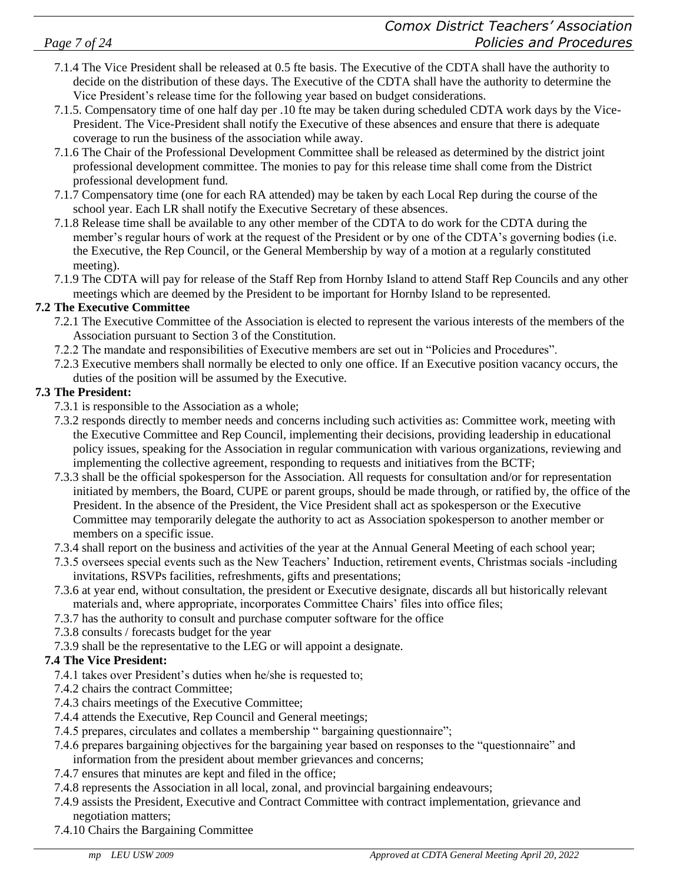7.1.4 The Vice President shall be released at 0.5 fte basis. The Executive of the CDTA shall have the authority to decide on the distribution of these days. The Executive of the CDTA shall have the authority to determine the Vice President's release time for the following year based on budget considerations.

7.1.5. Compensatory time of one half day per .10 fte may be taken during scheduled CDTA work days by the Vice-President. The Vice-President shall notify the Executive of these absences and ensure that there is adequate coverage to run the business of the association while away.

7.1.6 The Chair of the Professional Development Committee shall be released as determined by the district joint professional development committee. The monies to pay for this release time shall come from the District professional development fund.

7.1.7 Compensatory time (one for each RA attended) may be taken by each Local Rep during the course of the school year. Each LR shall notify the Executive Secretary of these absences.

7.1.8 Release time shall be available to any other member of the CDTA to do work for the CDTA during the member's regular hours of work at the request of the President or by one of the CDTA's governing bodies (i.e. the Executive, the Rep Council, or the General Membership by way of a motion at a regularly constituted meeting).

7.1.9 The CDTA will pay for release of the Staff Rep from Hornby Island to attend Staff Rep Councils and any other meetings which are deemed by the President to be important for Hornby Island to be represented.

**7.2 The Executive Committee**

7.2.1 The Executive Committee of the Association is elected to represent the various interests of the members of the Association pursuant to Section 3 of the Constitution.

7.2.2 The mandate and responsibilities of Executive members are set out in "Policies and Procedures".

7.2.3 Executive members shall normally be elected to only one office. If an Executive position vacancy occurs, the duties of the position will be assumed by the Executive.

**7.3 The President:**

7.3.1 is responsible to the Association as a whole;

7.3.2 responds directly to member needs and concerns including such activities as: Committee work, meeting with the Executive Committee and Rep Council, implementing their decisions, providing leadership in educational policy issues, speaking for the Association in regular communication with various organizations, reviewing and implementing the collective agreement, responding to requests and initiatives from the BCTF;

7.3.3 shall be the official spokesperson for the Association. All requests for consultation and/or for representation initiated by members, the Board, CUPE or parent groups, should be made through, or ratified by, the office of the President. In the absence of the President, the Vice President shall act as spokesperson or the Executive Committee may temporarily delegate the authority to act as Association spokesperson to another member or members on a specific issue.

7.3.4 shall report on the business and activities of the year at the Annual General Meeting of each school year;

7.3.5 oversees special events such as the New Teachers' Induction, retirement events, Christmas socials -including invitations, RSVPs facilities, refreshments, gifts and presentations;

7.3.6 at year end, without consultation, the president or Executive designate, discards all but historically relevant materials and, where appropriate, incorporates Committee Chairs' files into office files;

7.3.7 has the authority to consult and purchase computer software for the office

7.3.8 consults / forecasts budget for the year

7.3.9 shall be the representative to the LEG or will appoint a designate.

**7.4 The Vice President:**

7.4.1 takes over President's duties when he/she is requested to;

7.4.2 chairs the contract Committee;

7.4.3 chairs meetings of the Executive Committee;

7.4.4 attends the Executive, Rep Council and General meetings;

7.4.5 prepares, circulates and collates a membership " bargaining questionnaire";

7.4.6 prepares bargaining objectives for the bargaining year based on responses to the "questionnaire" and information from the president about member grievances and concerns;

7.4.7 ensures that minutes are kept and filed in the office;

7.4.8 represents the Association in all local, zonal, and provincial bargaining endeavours;

7.4.9 assists the President, Executive and Contract Committee with contract implementation, grievance and negotiation matters;

7.4.10 Chairs the Bargaining Committee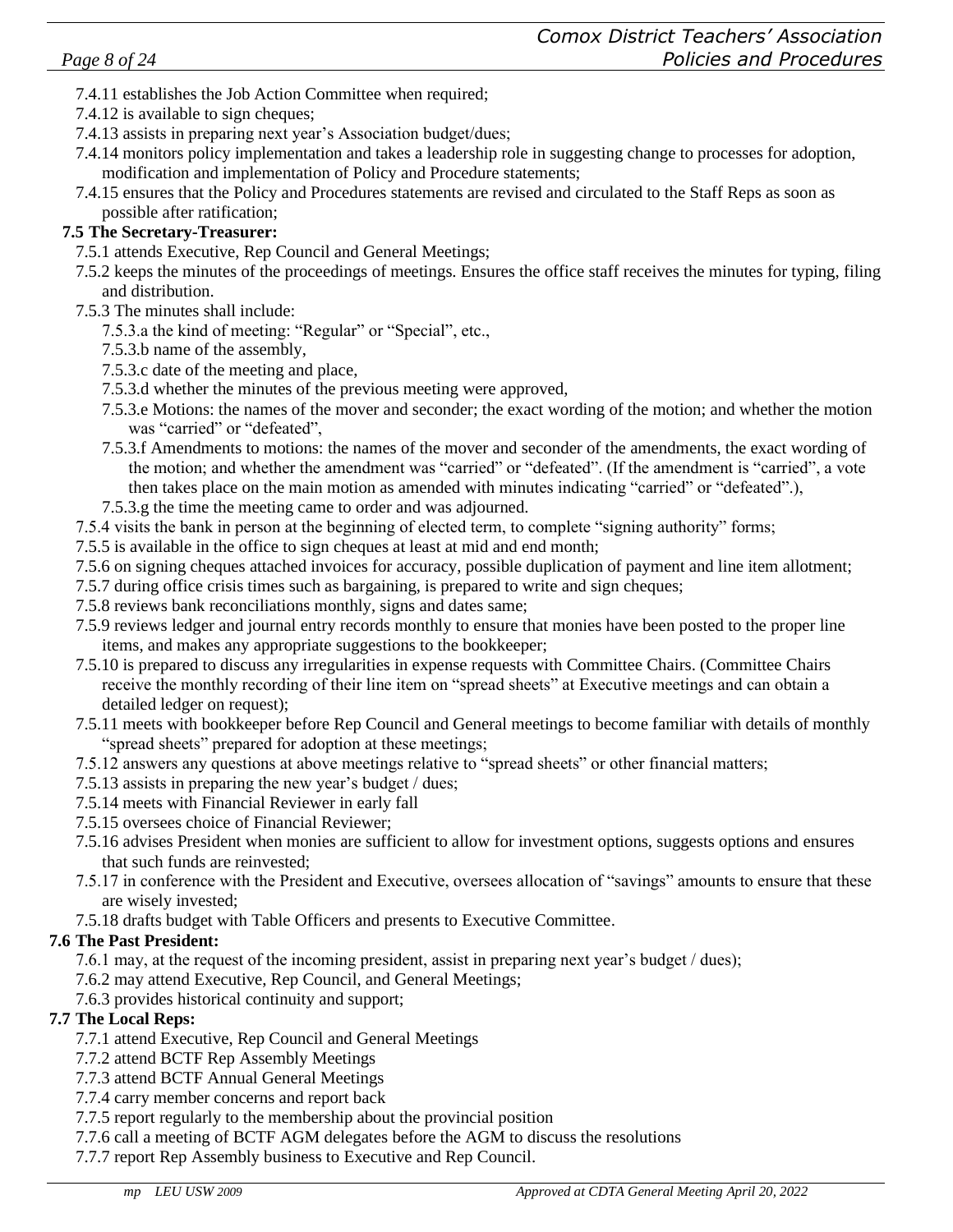7.4.11 establishes the Job Action Committee when required;

7.4.12 is available to sign cheques;

7.4.13 assists in preparing next year's Association budget/dues;

7.4.14 monitors policy implementation and takes a leadership role in suggesting change to processes for adoption, modification and implementation of Policy and Procedure statements;

7.4.15 ensures that the Policy and Procedures statements are revised and circulated to the Staff Reps as soon as possible after ratification;

**7.5 The Secretary-Treasurer:**

7.5.1 attends Executive, Rep Council and General Meetings;

7.5.2 keeps the minutes of the proceedings of meetings. Ensures the office staff receives the minutes for typing, filing and distribution.

7.5.3 The minutes shall include:

- 7.5.3.a the kind of meeting: "Regular" or "Special", etc.,
- 7.5.3.b name of the assembly,
- 7.5.3.c date of the meeting and place,
- 7.5.3.d whether the minutes of the previous meeting were approved,
- 7.5.3.e Motions: the names of the mover and seconder; the exact wording of the motion; and whether the motion was "carried" or "defeated",
- 7.5.3.f Amendments to motions: the names of the mover and seconder of the amendments, the exact wording of the motion; and whether the amendment was "carried" or "defeated". (If the amendment is "carried", a vote then takes place on the main motion as amended with minutes indicating "carried" or "defeated".),
- 7.5.3.g the time the meeting came to order and was adjourned.

7.5.4 visits the bank in person at the beginning of elected term, to complete "signing authority" forms;

7.5.5 is available in the office to sign cheques at least at mid and end month;

7.5.6 on signing cheques attached invoices for accuracy, possible duplication of payment and line item allotment;

7.5.7 during office crisis times such as bargaining, is prepared to write and sign cheques;

7.5.8 reviews bank reconciliations monthly, signs and dates same;

7.5.9 reviews ledger and journal entry records monthly to ensure that monies have been posted to the proper line items, and makes any appropriate suggestions to the bookkeeper;

7.5.10 is prepared to discuss any irregularities in expense requests with Committee Chairs. (Committee Chairs receive the monthly recording of their line item on "spread sheets" at Executive meetings and can obtain a detailed ledger on request);

7.5.11 meets with bookkeeper before Rep Council and General meetings to become familiar with details of monthly "spread sheets" prepared for adoption at these meetings;

7.5.12 answers any questions at above meetings relative to "spread sheets" or other financial matters;

7.5.13 assists in preparing the new year's budget / dues;

7.5.14 meets with Financial Reviewer in early fall

7.5.15 oversees choice of Financial Reviewer;

7.5.16 advises President when monies are sufficient to allow for investment options, suggests options and ensures that such funds are reinvested;

7.5.17 in conference with the President and Executive, oversees allocation of "savings" amounts to ensure that these are wisely invested;

7.5.18 drafts budget with Table Officers and presents to Executive Committee.

**7.6 The Past President:**

7.6.1 may, at the request of the incoming president, assist in preparing next year's budget / dues);

7.6.2 may attend Executive, Rep Council, and General Meetings;

7.6.3 provides historical continuity and support;

**7.7 The Local Reps:**

7.7.1 attend Executive, Rep Council and General Meetings

7.7.2 attend BCTF Rep Assembly Meetings

7.7.3 attend BCTF Annual General Meetings

7.7.4 carry member concerns and report back

7.7.5 report regularly to the membership about the provincial position

7.7.6 call a meeting of BCTF AGM delegates before the AGM to discuss the resolutions

7.7.7 report Rep Assembly business to Executive and Rep Council.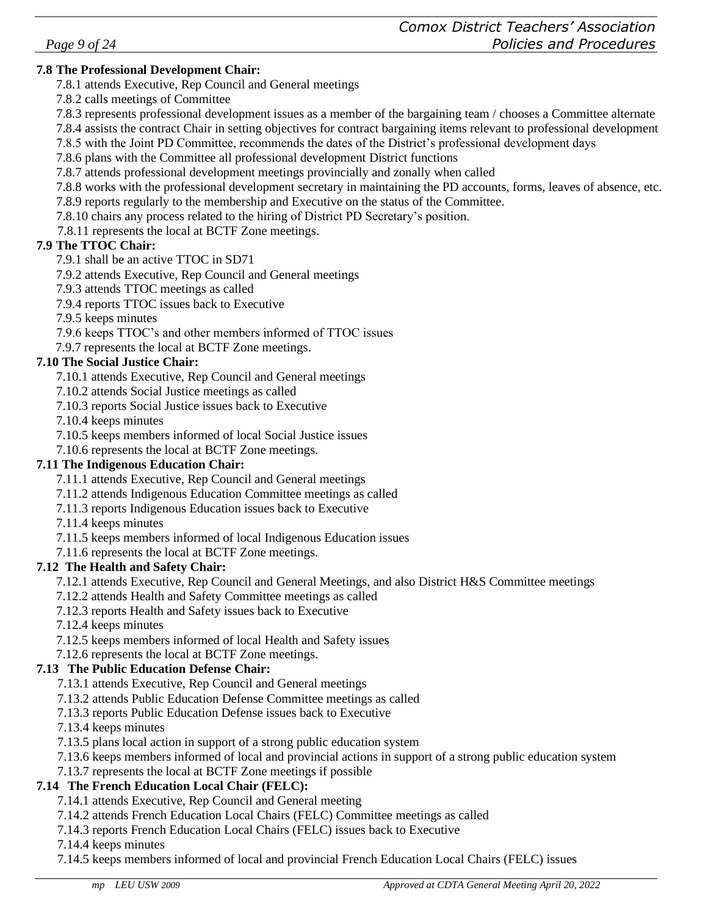**7.8 The Professional Development Chair:**

7.8.1 attends Executive, Rep Council and General meetings

7.8.2 calls meetings of Committee

7.8.3 represents professional development issues as a member of the bargaining team / chooses a Committee alternate

7.8.4 assists the contract Chair in setting objectives for contract bargaining items relevant to professional development

7.8.5 with the Joint PD Committee, recommends the dates of the District's professional development days

7.8.6 plans with the Committee all professional development District functions

7.8.7 attends professional development meetings provincially and zonally when called

7.8.8 works with the professional development secretary in maintaining the PD accounts, forms, leaves of absence, etc.

7.8.9 reports regularly to the membership and Executive on the status of the Committee.

7.8.10 chairs any process related to the hiring of District PD Secretary's position.

7.8.11 represents the local at BCTF Zone meetings.

**7.9 The TTOC Chair:**

7.9.1 shall be an active TTOC in SD71

7.9.2 attends Executive, Rep Council and General meetings

7.9.3 attends TTOC meetings as called

7.9.4 reports TTOC issues back to Executive

7.9.5 keeps minutes

7.9.6 keeps TTOC's and other members informed of TTOC issues

7.9.7 represents the local at BCTF Zone meetings.

**7.10 The Social Justice Chair:**

7.10.1 attends Executive, Rep Council and General meetings

7.10.2 attends Social Justice meetings as called

7.10.3 reports Social Justice issues back to Executive

7.10.4 keeps minutes

7.10.5 keeps members informed of local Social Justice issues

7.10.6 represents the local at BCTF Zone meetings.

**7.11 The Indigenous Education Chair:**

7.11.1 attends Executive, Rep Council and General meetings

7.11.2 attends Indigenous Education Committee meetings as called

7.11.3 reports Indigenous Education issues back to Executive

7.11.4 keeps minutes

7.11.5 keeps members informed of local Indigenous Education issues

7.11.6 represents the local at BCTF Zone meetings.

**7.12 The Health and Safety Chair:**

7.12.1 attends Executive, Rep Council and General Meetings, and also District H&S Committee meetings

7.12.2 attends Health and Safety Committee meetings as called

7.12.3 reports Health and Safety issues back to Executive

7.12.4 keeps minutes

7.12.5 keeps members informed of local Health and Safety issues

7.12.6 represents the local at BCTF Zone meetings.

**7.13 The Public Education Defense Chair:**

7.13.1 attends Executive, Rep Council and General meetings

7.13.2 attends Public Education Defense Committee meetings as called

7.13.3 reports Public Education Defense issues back to Executive

7.13.4 keeps minutes

7.13.5 plans local action in support of a strong public education system

7.13.6 keeps members informed of local and provincial actions in support of a strong public education system

7.13.7 represents the local at BCTF Zone meetings if possible

**7.14 The French Education Local Chair (FELC):**

7.14.1 attends Executive, Rep Council and General meeting

7.14.2 attends French Education Local Chairs (FELC) Committee meetings as called

7.14.3 reports French Education Local Chairs (FELC) issues back to Executive

7.14.4 keeps minutes

7.14.5 keeps members informed of local and provincial French Education Local Chairs (FELC) issues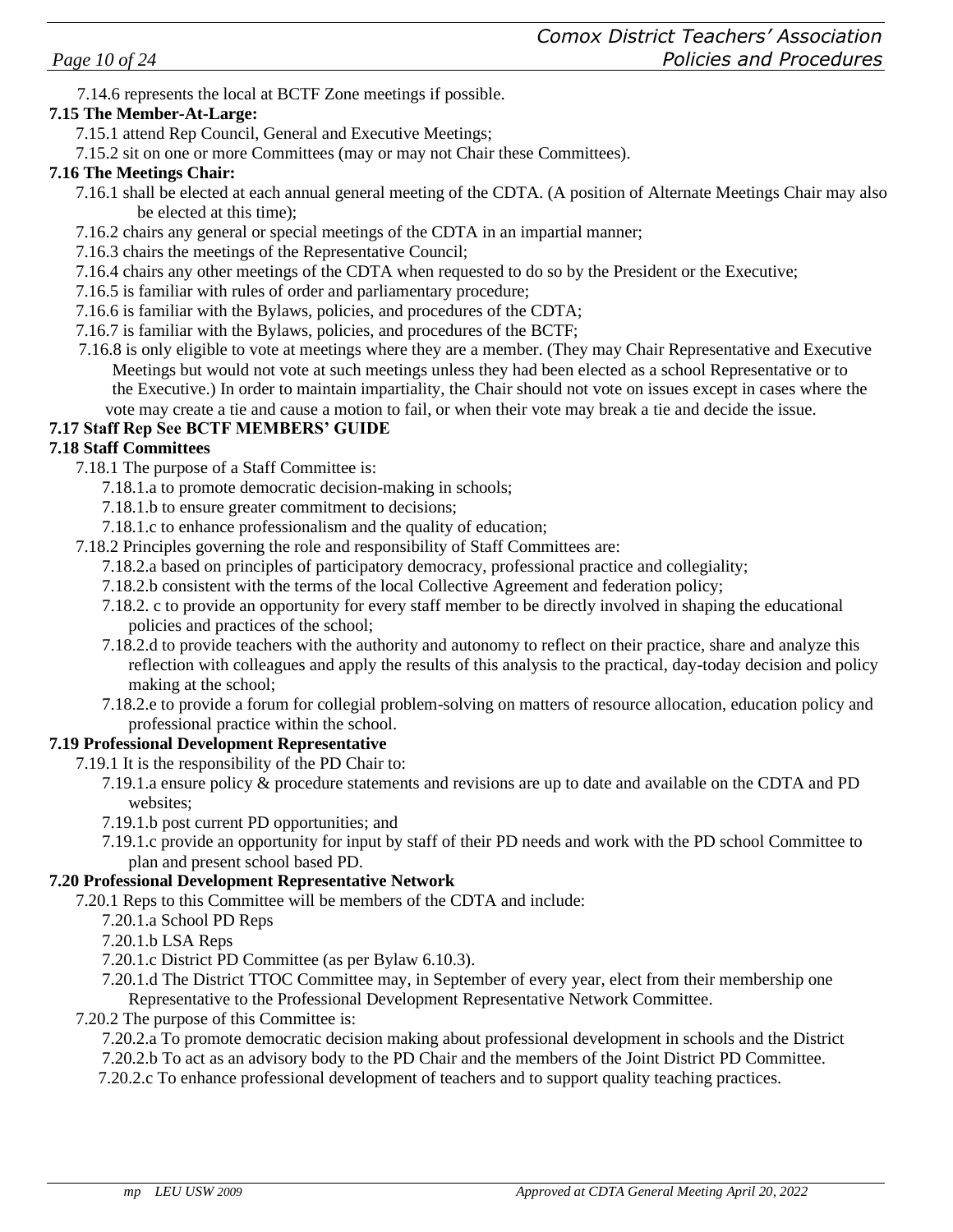7.14.6 represents the local at BCTF Zone meetings if possible.

**7.15 The Member-At-Large:**

7.15.1 attend Rep Council, General and Executive Meetings;

7.15.2 sit on one or more Committees (may or may not Chair these Committees).

**7.16 The Meetings Chair:**

7.16.1 shall be elected at each annual general meeting of the CDTA. (A position of Alternate Meetings Chair may also be elected at this time);

7.16.2 chairs any general or special meetings of the CDTA in an impartial manner;

7.16.3 chairs the meetings of the Representative Council;

7.16.4 chairs any other meetings of the CDTA when requested to do so by the President or the Executive;

7.16.5 is familiar with rules of order and parliamentary procedure;

7.16.6 is familiar with the Bylaws, policies, and procedures of the CDTA;

7.16.7 is familiar with the Bylaws, policies, and procedures of the BCTF;

7.16.8 is only eligible to vote at meetings where they are a member. (They may Chair Representative and Executive Meetings but would not vote at such meetings unless they had been elected as a school Representative or to the Executive.) In order to maintain impartiality, the Chair should not vote on issues except in cases where the vote may create a tie and cause a motion to fail, or when their vote may break a tie and decide the issue.

**7.17 Staff Rep See BCTF MEMBERS' GUIDE**

**7.18 Staff Committees**

7.18.1 The purpose of a Staff Committee is:

7.18.1.a to promote democratic decision-making in schools;

7.18.1.b to ensure greater commitment to decisions;

7.18.1.c to enhance professionalism and the quality of education;

7.18.2 Principles governing the role and responsibility of Staff Committees are:

7.18.2.a based on principles of participatory democracy, professional practice and collegiality;

7.18.2.b consistent with the terms of the local Collective Agreement and federation policy;

7.18.2. c to provide an opportunity for every staff member to be directly involved in shaping the educational policies and practices of the school;

7.18.2.d to provide teachers with the authority and autonomy to reflect on their practice, share and analyze this reflection with colleagues and apply the results of this analysis to the practical, day-today decision and policy making at the school;

7.18.2.e to provide a forum for collegial problem-solving on matters of resource allocation, education policy and professional practice within the school.

**7.19 Professional Development Representative**

7.19.1 It is the responsibility of the PD Chair to:

7.19.1.a ensure policy & procedure statements and revisions are up to date and available on the CDTA and PD websites;

7.19.1.b post current PD opportunities; and

7.19.1.c provide an opportunity for input by staff of their PD needs and work with the PD school Committee to plan and present school based PD.

**7.20 Professional Development Representative Network**

7.20.1 Reps to this Committee will be members of the CDTA and include:

7.20.1.a School PD Reps

7.20.1.b LSA Reps

7.20.1.c District PD Committee (as per Bylaw 6.10.3).

7.20.1.d The District TTOC Committee may, in September of every year, elect from their membership one Representative to the Professional Development Representative Network Committee.

7.20.2 The purpose of this Committee is:

7.20.2.a To promote democratic decision making about professional development in schools and the District

7.20.2.b To act as an advisory body to the PD Chair and the members of the Joint District PD Committee.

7.20.2.c To enhance professional development of teachers and to support quality teaching practices.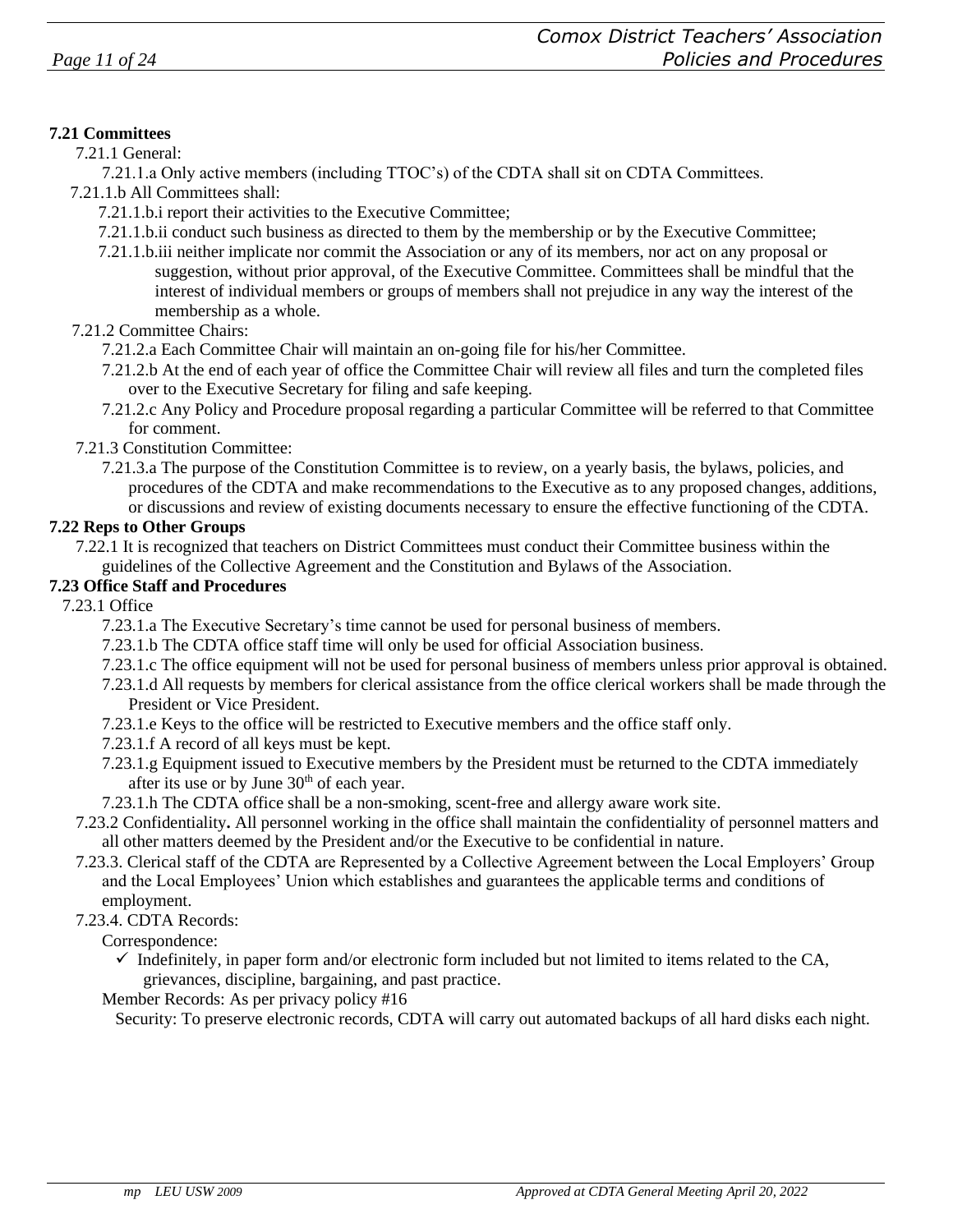### 7.21 Committees

7.21.1 General:

7.21.1.a Only active members (including TTOC's) of the CDTA shall sit on CDTA Committees.

7.21.1.b All Committees shall:

7.21.1.b.i report their activities to the Executive Committee;

7.21.1.b.ii conduct such business as directed to them by the membership or by the Executive Committee;

7.21.1.b.iii neither implicate nor commit the Association or any of its members, nor act on any proposal or suggestion, without prior approval, of the Executive Committee. Committees shall be mindful that the interest of individual members or groups of members shall not prejudice in any way the interest of the membership as a whole.

7.21.2 Committee Chairs:

7.21.2.a Each Committee Chair will maintain an on-going file for his/her Committee.

7.21.2.b At the end of each year of office the Committee Chair will review all files and turn the completed files over to the Executive Secretary for filing and safe keeping.

7.21.2.c Any Policy and Procedure proposal regarding a particular Committee will be referred to that Committee for comment.

7.21.3 Constitution Committee:

7.21.3.a The purpose of the Constitution Committee is to review, on a yearly basis, the bylaws, policies, and procedures of the CDTA and make recommendations to the Executive as to any proposed changes, additions, or discussions and review of existing documents necessary to ensure the effective functioning of the CDTA.

### 7.22 Reps to Other Groups

7.22.1 It is recognized that teachers on District Committees must conduct their Committee business within the guidelines of the Collective Agreement and the Constitution and Bylaws of the Association.

### 7.23 Office Staff and Procedures

7.23.1 Office

7.23.1.a The Executive Secretary's time cannot be used for personal business of members.

7.23.1.b The CDTA office staff time will only be used for official Association business.

7.23.1.c The office equipment will not be used for personal business of members unless prior approval is obtained.

7.23.1.d All requests by members for clerical assistance from the office clerical workers shall be made through the President or Vice President.

7.23.1.e Keys to the office will be restricted to Executive members and the office staff only.

7.23.1.f A record of all keys must be kept.

7.23.1.g Equipment issued to Executive members by the President must be returned to the CDTA immediately after its use or by June 30th of each year.

7.23.1.h The CDTA office shall be a non-smoking, scent-free and allergy aware work site.

7.23.2 Confidentiality**.** All personnel working in the office shall maintain the confidentiality of personnel matters and all other matters deemed by the President and/or the Executive to be confidential in nature.

7.23.3. Clerical staff of the CDTA are Represented by a Collective Agreement between the Local Employers' Group and the Local Employees' Union which establishes and guarantees the applicable terms and conditions of employment.

7.23.4. CDTA Records:

Correspondence:

- ✓ Indefinitely, in paper form and/or electronic form included but not limited to items related to the CA, grievances, discipline, bargaining, and past practice.

Member Records: As per privacy policy #16

Security: To preserve electronic records, CDTA will carry out automated backups of all hard disks each night.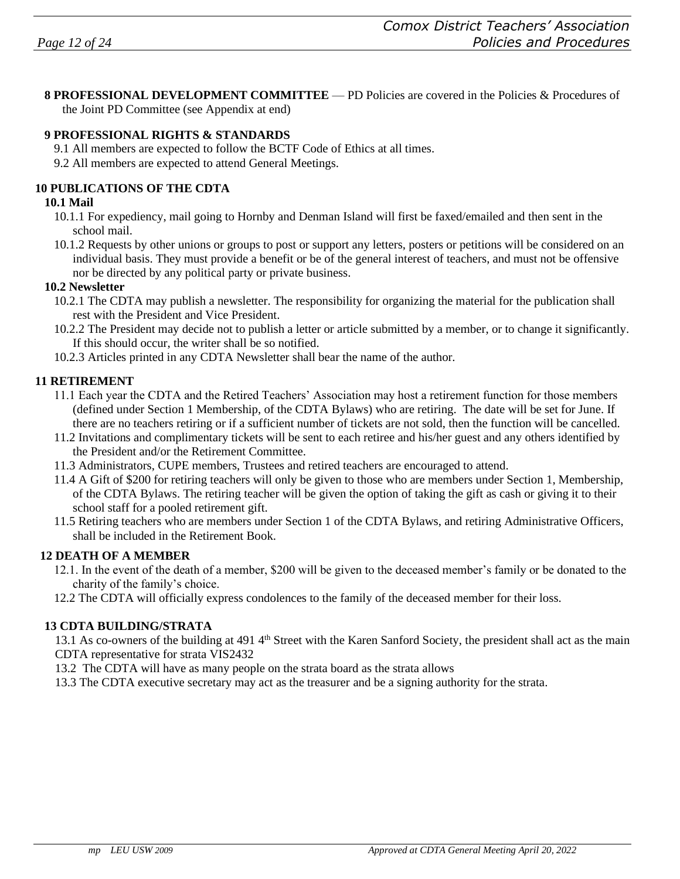**8 PROFESSIONAL DEVELOPMENT COMMITTEE** — PD Policies are covered in the Policies & Procedures of the Joint PD Committee (see Appendix at end)

**9 PROFESSIONAL RIGHTS & STANDARDS**

9.1 All members are expected to follow the BCTF Code of Ethics at all times.

9.2 All members are expected to attend General Meetings.

**10 PUBLICATIONS OF THE CDTA**

**10.1 Mail**

10.1.1 For expediency, mail going to Hornby and Denman Island will first be faxed/emailed and then sent in the school mail.

10.1.2 Requests by other unions or groups to post or support any letters, posters or petitions will be considered on an individual basis. They must provide a benefit or be of the general interest of teachers, and must not be offensive nor be directed by any political party or private business.

**10.2 Newsletter**

10.2.1 The CDTA may publish a newsletter. The responsibility for organizing the material for the publication shall rest with the President and Vice President.

10.2.2 The President may decide not to publish a letter or article submitted by a member, or to change it significantly. If this should occur, the writer shall be so notified.

10.2.3 Articles printed in any CDTA Newsletter shall bear the name of the author.

**11 RETIREMENT**

11.1 Each year the CDTA and the Retired Teachers' Association may host a retirement function for those members (defined under Section 1 Membership, of the CDTA Bylaws) who are retiring. The date will be set for June. If there are no teachers retiring or if a sufficient number of tickets are not sold, then the function will be cancelled.

11.2 Invitations and complimentary tickets will be sent to each retiree and his/her guest and any others identified by the President and/or the Retirement Committee.

11.3 Administrators, CUPE members, Trustees and retired teachers are encouraged to attend.

11.4 A Gift of $200 for retiring teachers will only be given to those who are members under Section 1, Membership, of the CDTA Bylaws. The retiring teacher will be given the option of taking the gift as cash or giving it to their school staff for a pooled retirement gift.

11.5 Retiring teachers who are members under Section 1 of the CDTA Bylaws, and retiring Administrative Officers, shall be included in the Retirement Book.

**12 DEATH OF A MEMBER**

12.1. In the event of the death of a member, $200 will be given to the deceased member's family or be donated to the charity of the family's choice.

12.2 The CDTA will officially express condolences to the family of the deceased member for their loss.

**13 CDTA BUILDING/STRATA**

13.1 As co-owners of the building at 491 4th Street with the Karen Sanford Society, the president shall act as the main CDTA representative for strata VIS2432

13.2 The CDTA will have as many people on the strata board as the strata allows

13.3 The CDTA executive secretary may act as the treasurer and be a signing authority for the strata.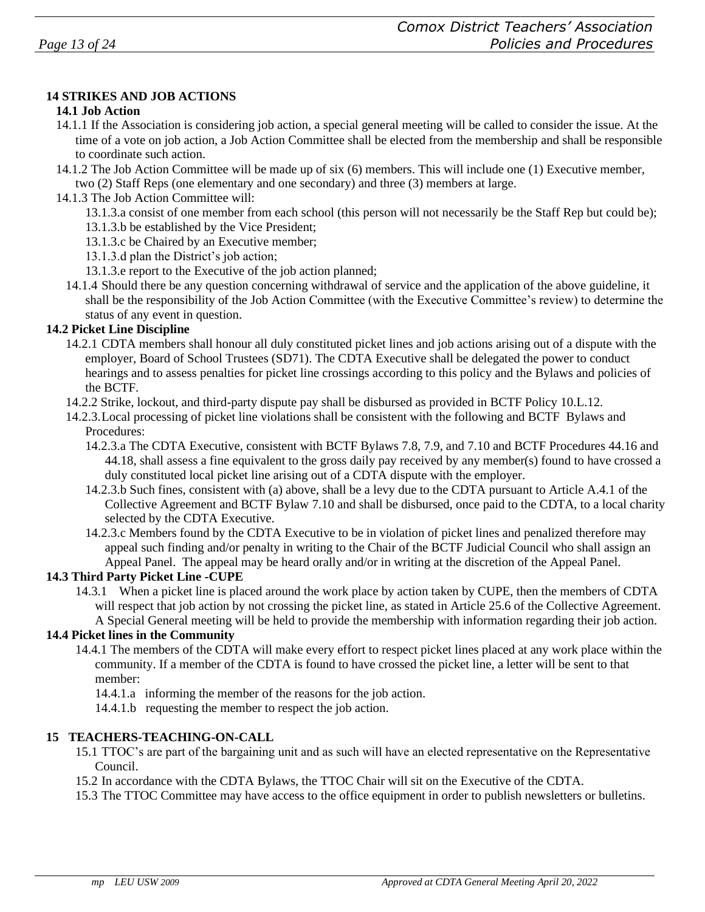## 14 STRIKES AND JOB ACTIONS

### 14.1 Job Action

14.1.1 If the Association is considering job action, a special general meeting will be called to consider the issue. At the time of a vote on job action, a Job Action Committee shall be elected from the membership and shall be responsible to coordinate such action.

14.1.2 The Job Action Committee will be made up of six (6) members. This will include one (1) Executive member, two (2) Staff Reps (one elementary and one secondary) and three (3) members at large.

14.1.3 The Job Action Committee will:

- 13.1.3.a consist of one member from each school (this person will not necessarily be the Staff Rep but could be);
- 13.1.3.b be established by the Vice President;
- 13.1.3.c be Chaired by an Executive member;
- 13.1.3.d plan the District's job action;
- 13.1.3.e report to the Executive of the job action planned;

14.1.4 Should there be any question concerning withdrawal of service and the application of the above guideline, it shall be the responsibility of the Job Action Committee (with the Executive Committee's review) to determine the status of any event in question.

### 14.2 Picket Line Discipline

14.2.1 CDTA members shall honour all duly constituted picket lines and job actions arising out of a dispute with the employer, Board of School Trustees (SD71). The CDTA Executive shall be delegated the power to conduct hearings and to assess penalties for picket line crossings according to this policy and the Bylaws and policies of the BCTF.

14.2.2 Strike, lockout, and third-party dispute pay shall be disbursed as provided in BCTF Policy 10.L.12.

14.2.3. Local processing of picket line violations shall be consistent with the following and BCTF Bylaws and Procedures:

- 14.2.3.a The CDTA Executive, consistent with BCTF Bylaws 7.8, 7.9, and 7.10 and BCTF Procedures 44.16 and 44.18, shall assess a fine equivalent to the gross daily pay received by any member(s) found to have crossed a duly constituted local picket line arising out of a CDTA dispute with the employer.
- 14.2.3.b Such fines, consistent with (a) above, shall be a levy due to the CDTA pursuant to Article A.4.1 of the Collective Agreement and BCTF Bylaw 7.10 and shall be disbursed, once paid to the CDTA, to a local charity selected by the CDTA Executive.
- 14.2.3.c Members found by the CDTA Executive to be in violation of picket lines and penalized therefore may appeal such finding and/or penalty in writing to the Chair of the BCTF Judicial Council who shall assign an Appeal Panel. The appeal may be heard orally and/or in writing at the discretion of the Appeal Panel.

### 14.3 Third Party Picket Line -CUPE

14.3.1 When a picket line is placed around the work place by action taken by CUPE, then the members of CDTA will respect that job action by not crossing the picket line, as stated in Article 25.6 of the Collective Agreement. A Special General meeting will be held to provide the membership with information regarding their job action.

### 14.4 Picket lines in the Community

14.4.1 The members of the CDTA will make every effort to respect picket lines placed at any work place within the community. If a member of the CDTA is found to have crossed the picket line, a letter will be sent to that member:

- 14.4.1.a informing the member of the reasons for the job action.
- 14.4.1.b requesting the member to respect the job action.

## 15 TEACHERS-TEACHING-ON-CALL

15.1 TTOC's are part of the bargaining unit and as such will have an elected representative on the Representative Council.

15.2 In accordance with the CDTA Bylaws, the TTOC Chair will sit on the Executive of the CDTA.

15.3 The TTOC Committee may have access to the office equipment in order to publish newsletters or bulletins.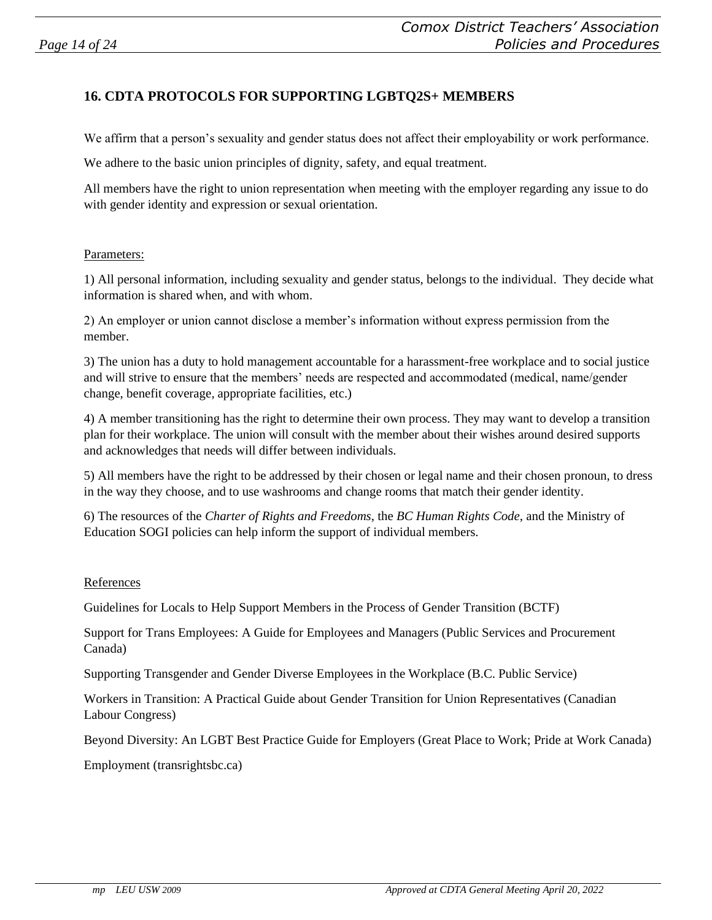## 16. CDTA PROTOCOLS FOR SUPPORTING LGBTQ2S+ MEMBERS

We affirm that a person's sexuality and gender status does not affect their employability or work performance.

We adhere to the basic union principles of dignity, safety, and equal treatment.

All members have the right to union representation when meeting with the employer regarding any issue to do with gender identity and expression or sexual orientation.

Parameters:

1) All personal information, including sexuality and gender status, belongs to the individual. They decide what information is shared when, and with whom.

2) An employer or union cannot disclose a member's information without express permission from the member.

3) The union has a duty to hold management accountable for a harassment-free workplace and to social justice and will strive to ensure that the members' needs are respected and accommodated (medical, name/gender change, benefit coverage, appropriate facilities, etc.)

4) A member transitioning has the right to determine their own process. They may want to develop a transition plan for their workplace. The union will consult with the member about their wishes around desired supports and acknowledges that needs will differ between individuals.

5) All members have the right to be addressed by their chosen or legal name and their chosen pronoun, to dress in the way they choose, and to use washrooms and change rooms that match their gender identity.

6) The resources of the *Charter of Rights and Freedoms*, the *BC Human Rights Code*, and the Ministry of Education SOGI policies can help inform the support of individual members.

References

Guidelines for Locals to Help Support Members in the Process of Gender Transition (BCTF)

Support for Trans Employees: A Guide for Employees and Managers (Public Services and Procurement Canada)

Supporting Transgender and Gender Diverse Employees in the Workplace (B.C. Public Service)

Workers in Transition: A Practical Guide about Gender Transition for Union Representatives (Canadian Labour Congress)

Beyond Diversity: An LGBT Best Practice Guide for Employers (Great Place to Work; Pride at Work Canada)

Employment (transrightsbc.ca)

*mp LEU USW 2009* *Approved at CDTA General Meeting April 20, 2022*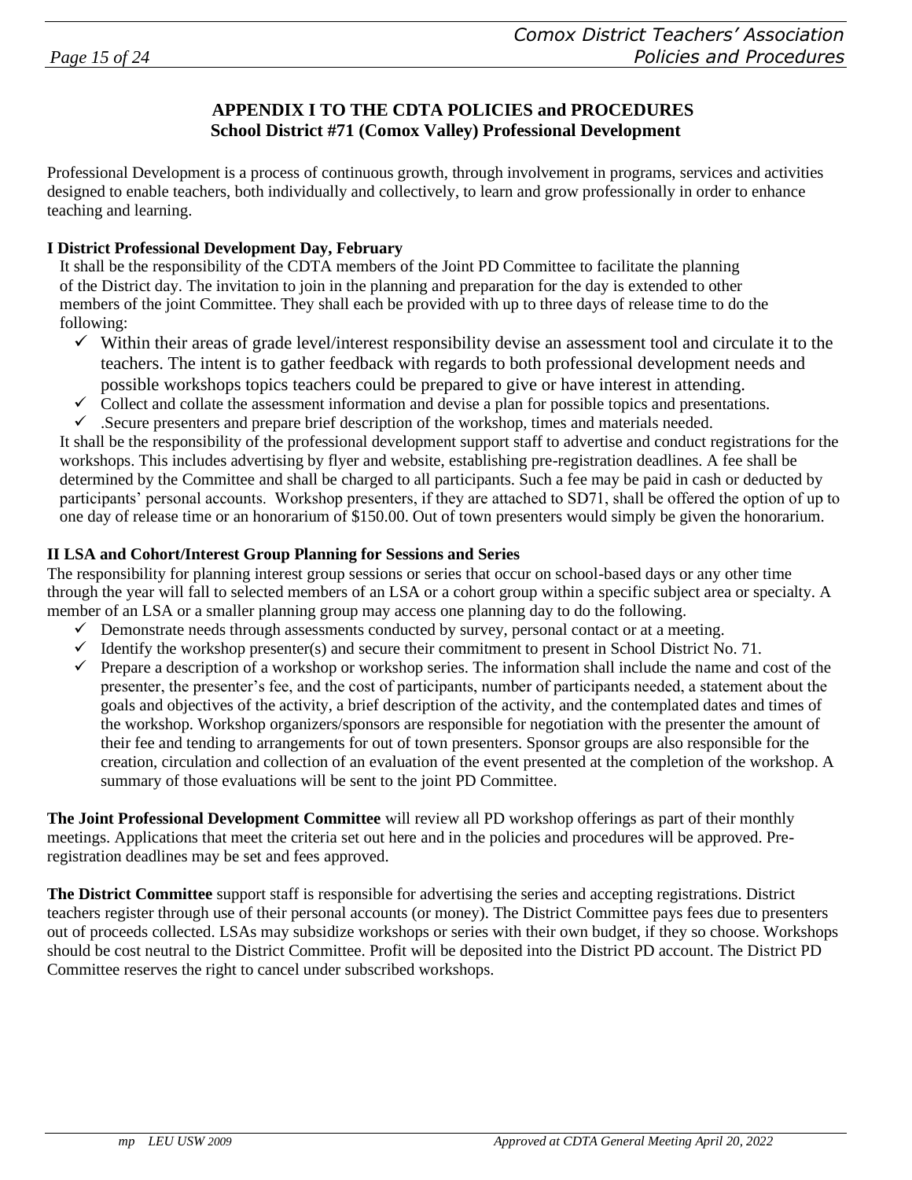# APPENDIX I TO THE CDTA POLICIES and PROCEDURES
## School District #71 (Comox Valley) Professional Development

Professional Development is a process of continuous growth, through involvement in programs, services and activities designed to enable teachers, both individually and collectively, to learn and grow professionally in order to enhance teaching and learning.

### I District Professional Development Day, February

It shall be the responsibility of the CDTA members of the Joint PD Committee to facilitate the planning of the District day. The invitation to join in the planning and preparation for the day is extended to other members of the joint Committee. They shall each be provided with up to three days of release time to do the following:

- ✓ Within their areas of grade level/interest responsibility devise an assessment tool and circulate it to the teachers. The intent is to gather feedback with regards to both professional development needs and possible workshops topics teachers could be prepared to give or have interest in attending.
- ✓ Collect and collate the assessment information and devise a plan for possible topics and presentations.
- ✓ .Secure presenters and prepare brief description of the workshop, times and materials needed.

It shall be the responsibility of the professional development support staff to advertise and conduct registrations for the workshops. This includes advertising by flyer and website, establishing pre-registration deadlines. A fee shall be determined by the Committee and shall be charged to all participants. Such a fee may be paid in cash or deducted by participants' personal accounts. Workshop presenters, if they are attached to SD71, shall be offered the option of up to one day of release time or an honorarium of $150.00. Out of town presenters would simply be given the honorarium.

### II LSA and Cohort/Interest Group Planning for Sessions and Series

The responsibility for planning interest group sessions or series that occur on school-based days or any other time through the year will fall to selected members of an LSA or a cohort group within a specific subject area or specialty. A member of an LSA or a smaller planning group may access one planning day to do the following.

- ✓ Demonstrate needs through assessments conducted by survey, personal contact or at a meeting.
- ✓ Identify the workshop presenter(s) and secure their commitment to present in School District No. 71.
- ✓ Prepare a description of a workshop or workshop series. The information shall include the name and cost of the presenter, the presenter's fee, and the cost of participants, number of participants needed, a statement about the goals and objectives of the activity, a brief description of the activity, and the contemplated dates and times of the workshop. Workshop organizers/sponsors are responsible for negotiation with the presenter the amount of their fee and tending to arrangements for out of town presenters. Sponsor groups are also responsible for the creation, circulation and collection of an evaluation of the event presented at the completion of the workshop. A summary of those evaluations will be sent to the joint PD Committee.

**The Joint Professional Development Committee** will review all PD workshop offerings as part of their monthly meetings. Applications that meet the criteria set out here and in the policies and procedures will be approved. Pre-registration deadlines may be set and fees approved.

**The District Committee** support staff is responsible for advertising the series and accepting registrations. District teachers register through use of their personal accounts (or money). The District Committee pays fees due to presenters out of proceeds collected. LSAs may subsidize workshops or series with their own budget, if they so choose. Workshops should be cost neutral to the District Committee. Profit will be deposited into the District PD account. The District PD Committee reserves the right to cancel under subscribed workshops.

*mp LEU USW 2009* *Approved at CDTA General Meeting April 20, 2022*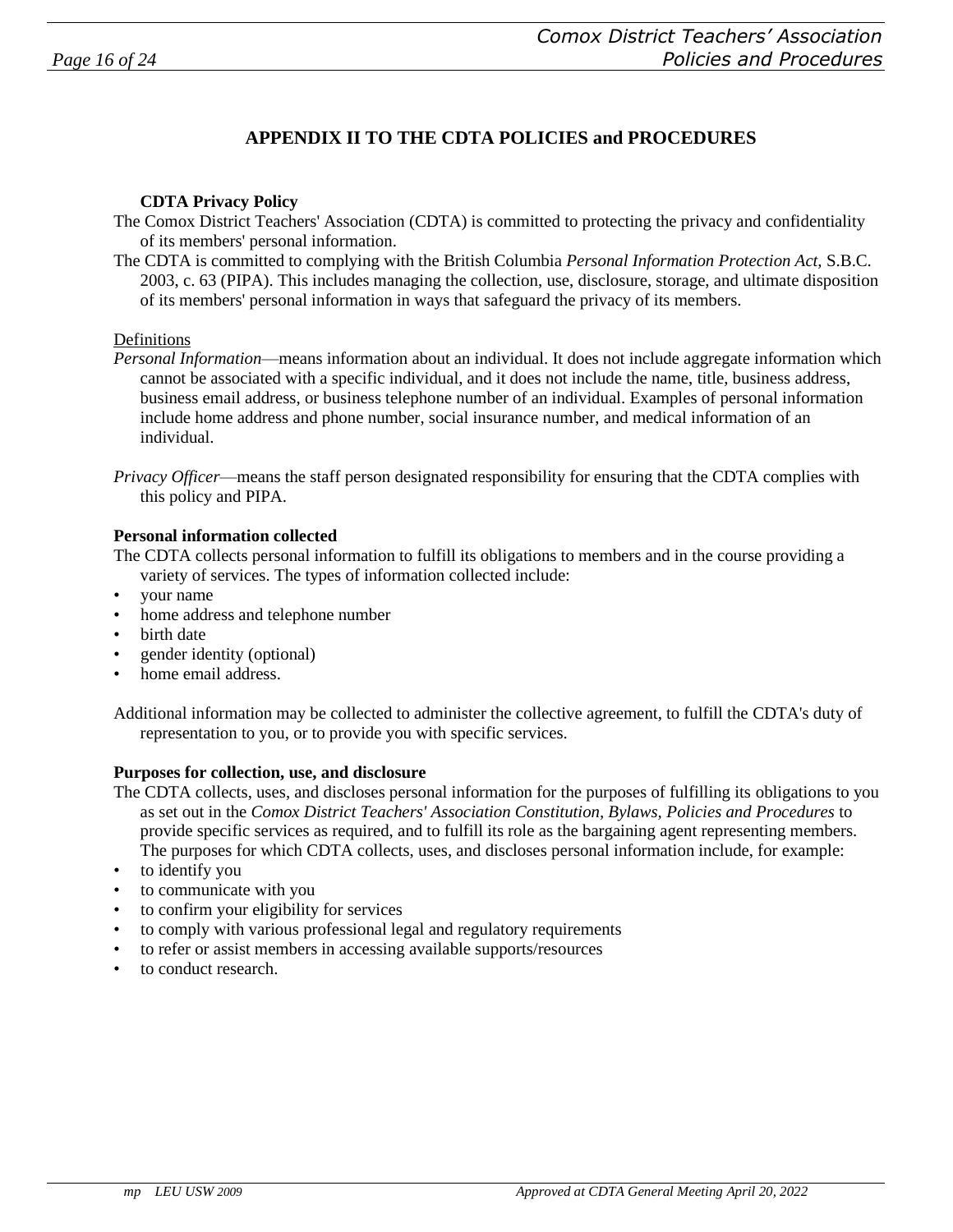# APPENDIX II TO THE CDTA POLICIES and PROCEDURES

**CDTA Privacy Policy**

The Comox District Teachers' Association (CDTA) is committed to protecting the privacy and confidentiality of its members' personal information.

The CDTA is committed to complying with the British Columbia *Personal Information Protection Act,* S.B.C. 2003, c. 63 (PIPA). This includes managing the collection, use, disclosure, storage, and ultimate disposition of its members' personal information in ways that safeguard the privacy of its members.

Definitions

*Personal Information*—means information about an individual. It does not include aggregate information which cannot be associated with a specific individual, and it does not include the name, title, business address, business email address, or business telephone number of an individual. Examples of personal information include home address and phone number, social insurance number, and medical information of an individual.

*Privacy Officer*—means the staff person designated responsibility for ensuring that the CDTA complies with this policy and PIPA.

**Personal information collected**

The CDTA collects personal information to fulfill its obligations to members and in the course providing a variety of services. The types of information collected include:

- your name
- home address and telephone number
- birth date
- gender identity (optional)
- home email address.

Additional information may be collected to administer the collective agreement, to fulfill the CDTA's duty of representation to you, or to provide you with specific services.

**Purposes for collection, use, and disclosure**

The CDTA collects, uses, and discloses personal information for the purposes of fulfilling its obligations to you as set out in the *Comox District Teachers' Association Constitution, Bylaws, Policies and Procedures* to provide specific services as required, and to fulfill its role as the bargaining agent representing members. The purposes for which CDTA collects, uses, and discloses personal information include, for example:

- to identify you
- to communicate with you
- to confirm your eligibility for services
- to comply with various professional legal and regulatory requirements
- to refer or assist members in accessing available supports/resources
- to conduct research.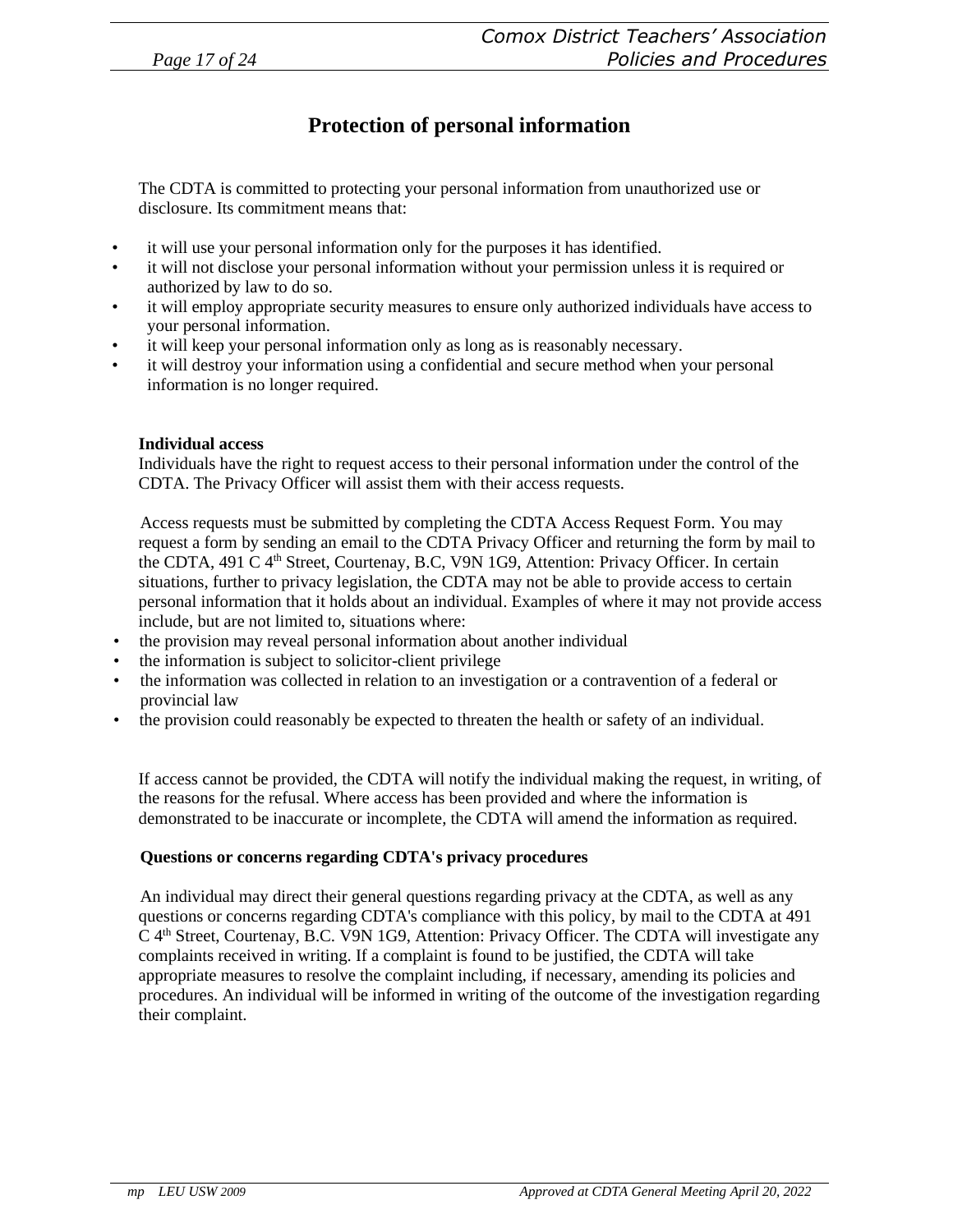# Protection of personal information

The CDTA is committed to protecting your personal information from unauthorized use or disclosure. Its commitment means that:

- it will use your personal information only for the purposes it has identified.
- it will not disclose your personal information without your permission unless it is required or authorized by law to do so.
- it will employ appropriate security measures to ensure only authorized individuals have access to your personal information.
- it will keep your personal information only as long as is reasonably necessary.
- it will destroy your information using a confidential and secure method when your personal information is no longer required.

**Individual access**

Individuals have the right to request access to their personal information under the control of the CDTA. The Privacy Officer will assist them with their access requests.

Access requests must be submitted by completing the CDTA Access Request Form. You may request a form by sending an email to the CDTA Privacy Officer and returning the form by mail to the CDTA, 491 C 4th Street, Courtenay, B.C, V9N 1G9, Attention: Privacy Officer. In certain situations, further to privacy legislation, the CDTA may not be able to provide access to certain personal information that it holds about an individual. Examples of where it may not provide access include, but are not limited to, situations where:

- the provision may reveal personal information about another individual
- the information is subject to solicitor-client privilege
- the information was collected in relation to an investigation or a contravention of a federal or provincial law
- the provision could reasonably be expected to threaten the health or safety of an individual.

If access cannot be provided, the CDTA will notify the individual making the request, in writing, of the reasons for the refusal. Where access has been provided and where the information is demonstrated to be inaccurate or incomplete, the CDTA will amend the information as required.

**Questions or concerns regarding CDTA's privacy procedures**

An individual may direct their general questions regarding privacy at the CDTA, as well as any questions or concerns regarding CDTA's compliance with this policy, by mail to the CDTA at 491 C 4th Street, Courtenay, B.C. V9N 1G9, Attention: Privacy Officer. The CDTA will investigate any complaints received in writing. If a complaint is found to be justified, the CDTA will take appropriate measures to resolve the complaint including, if necessary, amending its policies and procedures. An individual will be informed in writing of the outcome of the investigation regarding their complaint.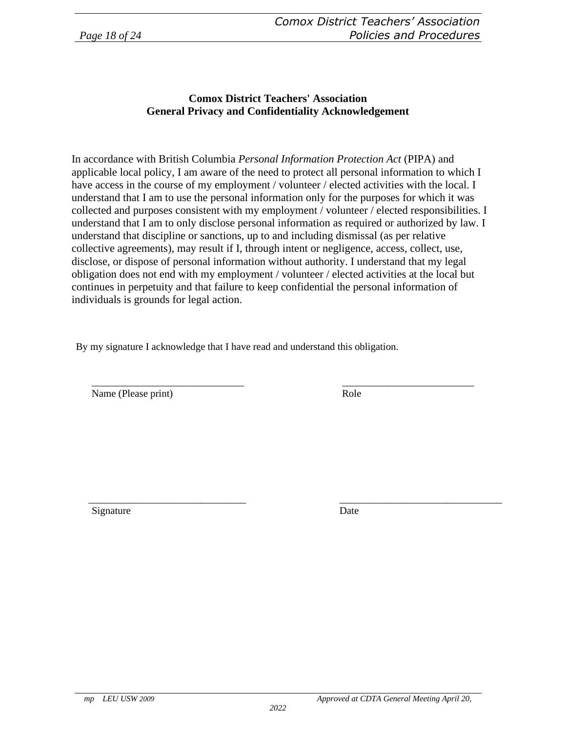**Comox District Teachers' Association**
**General Privacy and Confidentiality Acknowledgement**

In accordance with British Columbia *Personal Information Protection Act* (PIPA) and applicable local policy, I am aware of the need to protect all personal information to which I have access in the course of my employment / volunteer / elected activities with the local. I understand that I am to use the personal information only for the purposes for which it was collected and purposes consistent with my employment / volunteer / elected responsibilities. I understand that I am to only disclose personal information as required or authorized by law. I understand that discipline or sanctions, up to and including dismissal (as per relative collective agreements), may result if I, through intent or negligence, access, collect, use, disclose, or dispose of personal information without authority. I understand that my legal obligation does not end with my employment / volunteer / elected activities at the local but continues in perpetuity and that failure to keep confidential the personal information of individuals is grounds for legal action.

By my signature I acknowledge that I have read and understand this obligation.

______________________________ &nbsp;&nbsp;&nbsp;&nbsp;&nbsp;&nbsp;&nbsp;&nbsp; __________________________
Name (Please print) &nbsp;&nbsp;&nbsp;&nbsp;&nbsp;&nbsp;&nbsp;&nbsp;&nbsp;&nbsp;&nbsp;&nbsp;&nbsp;&nbsp;&nbsp;&nbsp;&nbsp;&nbsp;&nbsp;&nbsp;&nbsp;&nbsp;&nbsp;&nbsp;&nbsp;&nbsp;&nbsp; Role

_______________________________ &nbsp;&nbsp;&nbsp;&nbsp;&nbsp;&nbsp;&nbsp; ________________________________
Signature &nbsp;&nbsp;&nbsp;&nbsp;&nbsp;&nbsp;&nbsp;&nbsp;&nbsp;&nbsp;&nbsp;&nbsp;&nbsp;&nbsp;&nbsp;&nbsp;&nbsp;&nbsp;&nbsp;&nbsp;&nbsp;&nbsp;&nbsp;&nbsp;&nbsp;&nbsp;&nbsp;&nbsp;&nbsp;&nbsp;&nbsp;&nbsp;&nbsp;&nbsp;&nbsp;&nbsp;&nbsp;&nbsp; Date

*mp LEU USW 2009* &nbsp;&nbsp;&nbsp;&nbsp;&nbsp;&nbsp;&nbsp;&nbsp; *Approved at CDTA General Meeting April 20, 2022*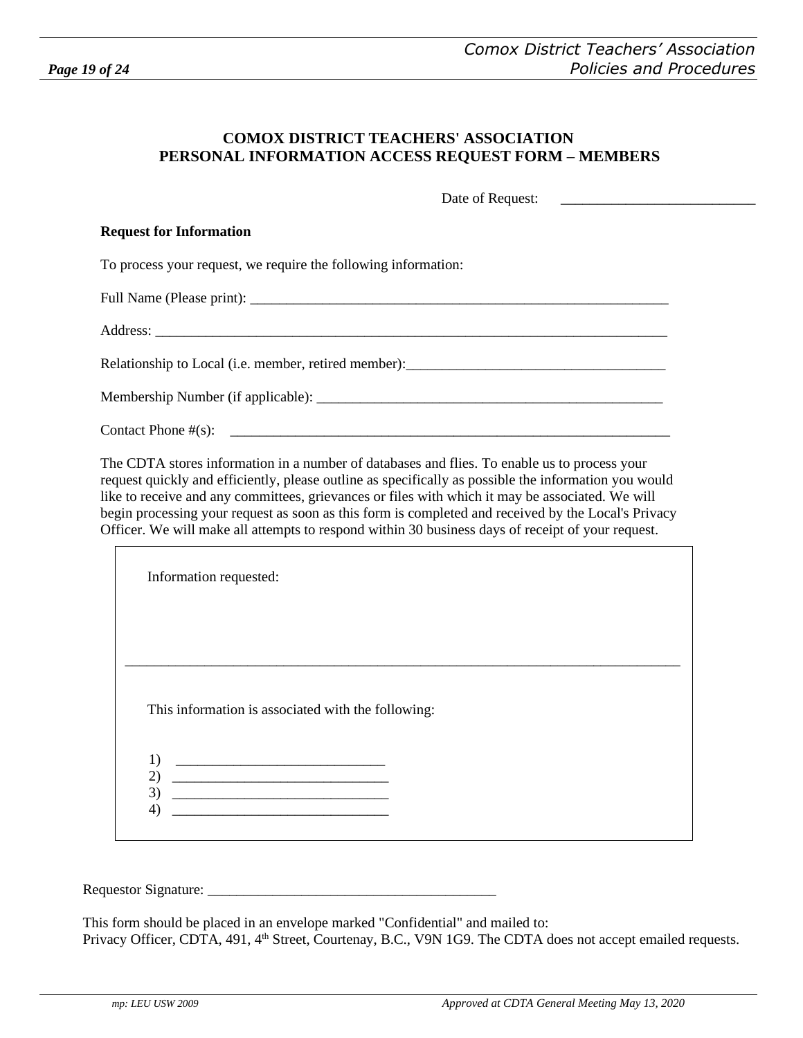**COMOX DISTRICT TEACHERS' ASSOCIATION**
**PERSONAL INFORMATION ACCESS REQUEST FORM – MEMBERS**

Date of Request: ___________________________

**Request for Information**

To process your request, we require the following information:

Full Name (Please print): ____________________________________________________________

Address: __________________________________________________________________________

Relationship to Local (i.e. member, retired member):_____________________________________

Membership Number (if applicable): __________________________________________________

Contact Phone #(s): _________________________________________________________________

The CDTA stores information in a number of databases and flies. To enable us to process your request quickly and efficiently, please outline as specifically as possible the information you would like to receive and any committees, grievances or files with which it may be associated. We will begin processing your request as soon as this form is completed and received by the Local's Privacy Officer. We will make all attempts to respond within 30 business days of receipt of your request.

Information requested:

_______________________________________________________________________________

This information is associated with the following:

1) _____________________________
2) ______________________________
3) ______________________________
4) ______________________________

Requestor Signature: _________________________________________

This form should be placed in an envelope marked "Confidential" and mailed to:
Privacy Officer, CDTA, 491, 4th Street, Courtenay, B.C., V9N 1G9. The CDTA does not accept emailed requests.

*mp: LEU USW 2009* *Approved at CDTA General Meeting May 13, 2020*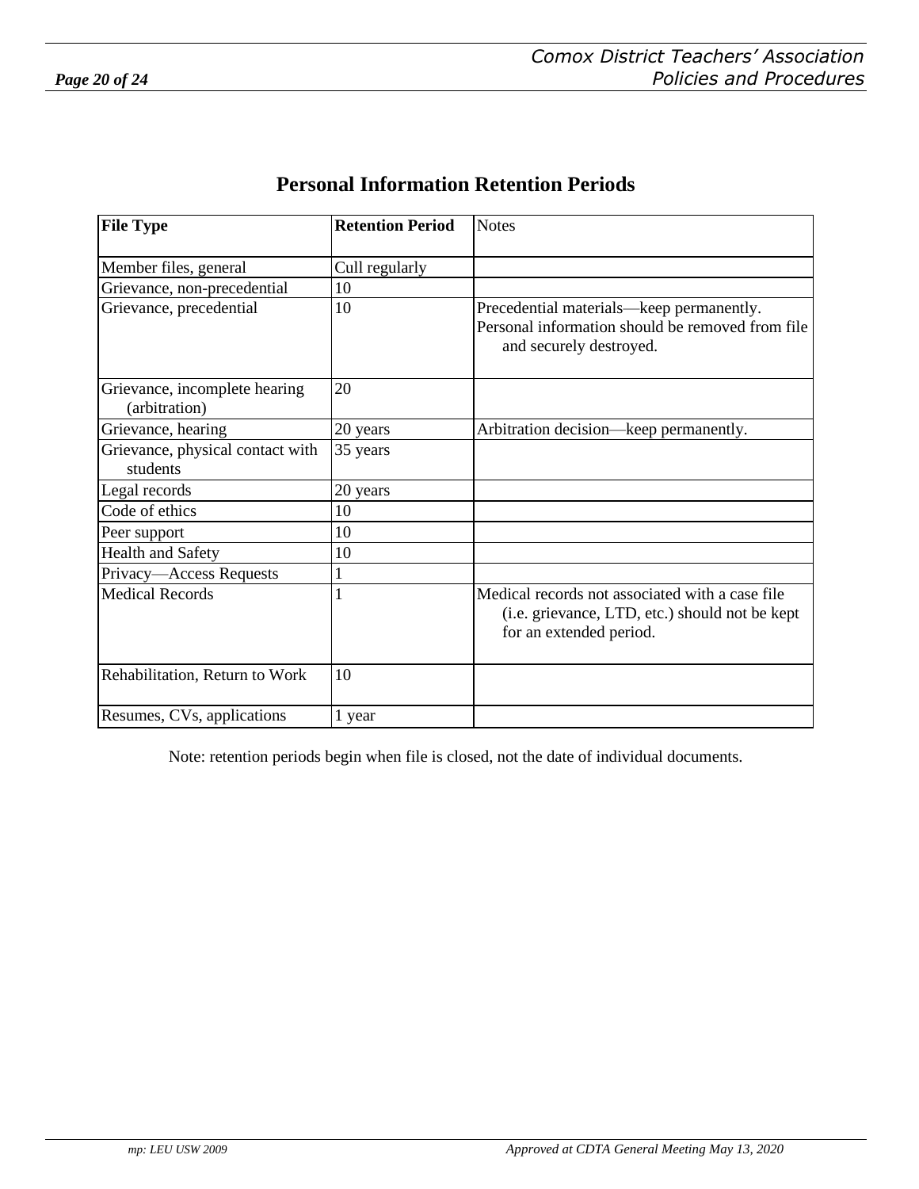# Personal Information Retention Periods

| File Type | Retention Period | Notes |
|---|---|---|
| Member files, general | Cull regularly | |
| Grievance, non-precedential | 10 | |
| Grievance, precedential | 10 | Precedential materials—keep permanently. Personal information should be removed from file and securely destroyed. |
| Grievance, incomplete hearing (arbitration) | 20 | |
| Grievance, hearing | 20 years | Arbitration decision—keep permanently. |
| Grievance, physical contact with students | 35 years | |
| Legal records | 20 years | |
| Code of ethics | 10 | |
| Peer support | 10 | |
| Health and Safety | 10 | |
| Privacy—Access Requests | 1 | |
| Medical Records | 1 | Medical records not associated with a case file (i.e. grievance, LTD, etc.) should not be kept for an extended period. |
| Rehabilitation, Return to Work | 10 | |
| Resumes, CVs, applications | 1 year | |

Note: retention periods begin when file is closed, not the date of individual documents.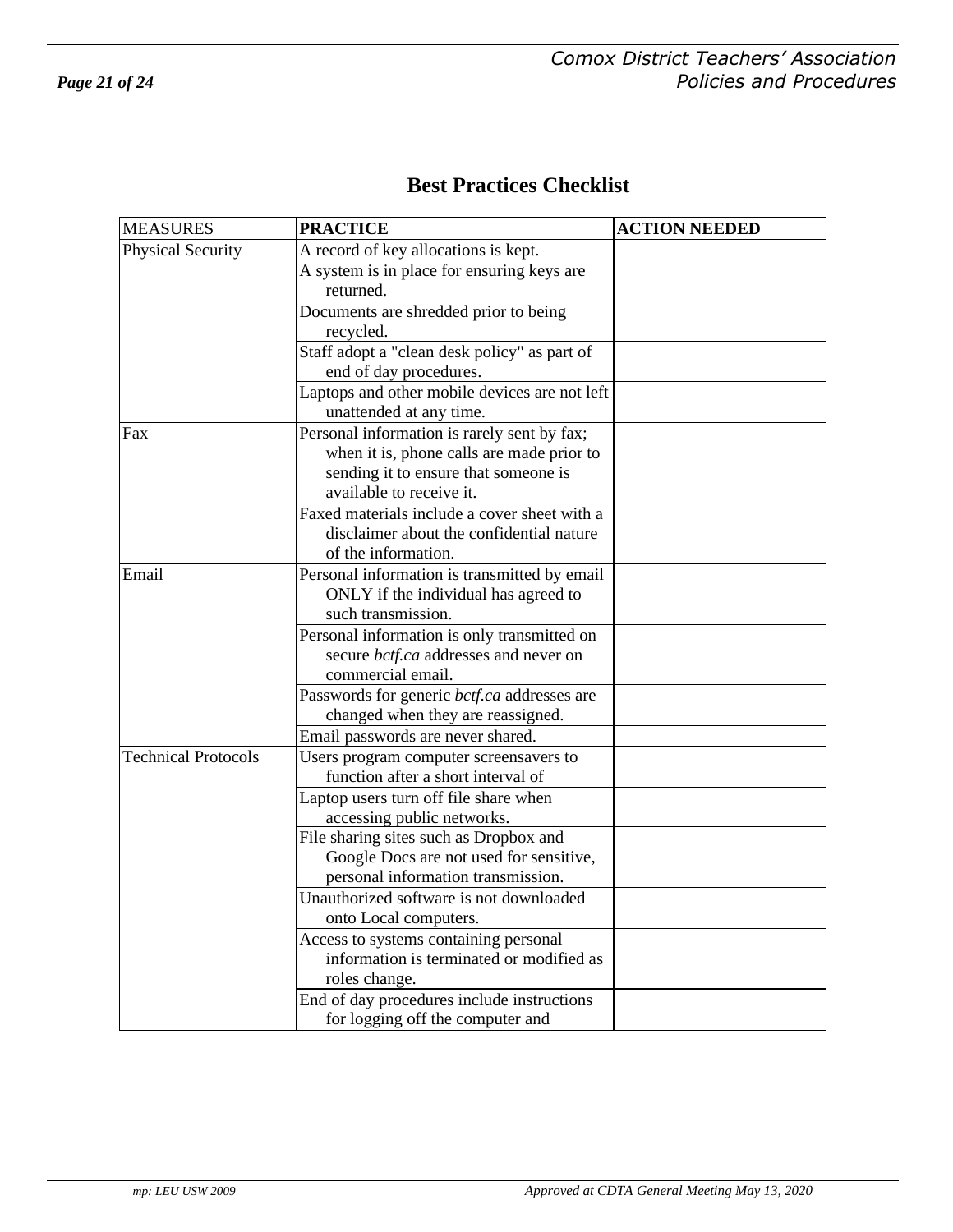## Best Practices Checklist

| MEASURES | PRACTICE | ACTION NEEDED |
|---|---|---|
| Physical Security | A record of key allocations is kept. | |
| | A system is in place for ensuring keys are returned. | |
| | Documents are shredded prior to being recycled. | |
| | Staff adopt a "clean desk policy" as part of end of day procedures. | |
| | Laptops and other mobile devices are not left unattended at any time. | |
| Fax | Personal information is rarely sent by fax; when it is, phone calls are made prior to sending it to ensure that someone is available to receive it. | |
| | Faxed materials include a cover sheet with a disclaimer about the confidential nature of the information. | |
| Email | Personal information is transmitted by email ONLY if the individual has agreed to such transmission. | |
| | Personal information is only transmitted on secure *bctf.ca* addresses and never on commercial email. | |
| | Passwords for generic *bctf.ca* addresses are changed when they are reassigned. | |
| | Email passwords are never shared. | |
| Technical Protocols | Users program computer screensavers to function after a short interval of | |
| | Laptop users turn off file share when accessing public networks. | |
| | File sharing sites such as Dropbox and Google Docs are not used for sensitive, personal information transmission. | |
| | Unauthorized software is not downloaded onto Local computers. | |
| | Access to systems containing personal information is terminated or modified as roles change. | |
| | End of day procedures include instructions for logging off the computer and | |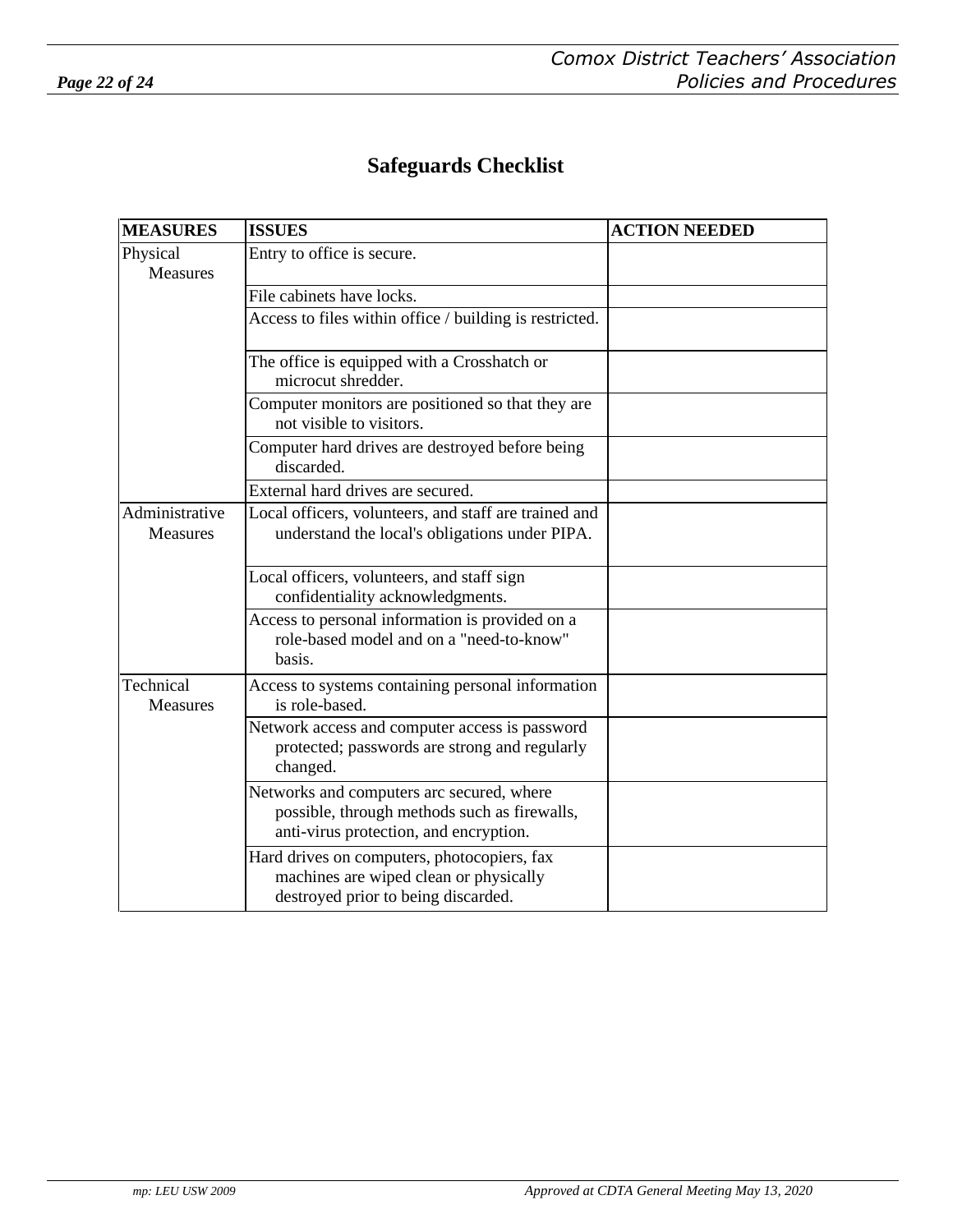# Safeguards Checklist

| MEASURES | ISSUES | ACTION NEEDED |
| --- | --- | --- |
| Physical Measures | Entry to office is secure. | |
| | File cabinets have locks. | |
| | Access to files within office / building is restricted. | |
| | The office is equipped with a Crosshatch or microcut shredder. | |
| | Computer monitors are positioned so that they are not visible to visitors. | |
| | Computer hard drives are destroyed before being discarded. | |
| | External hard drives are secured. | |
| Administrative Measures | Local officers, volunteers, and staff are trained and understand the local's obligations under PIPA. | |
| | Local officers, volunteers, and staff sign confidentiality acknowledgments. | |
| | Access to personal information is provided on a role-based model and on a "need-to-know" basis. | |
| Technical Measures | Access to systems containing personal information is role-based. | |
| | Network access and computer access is password protected; passwords are strong and regularly changed. | |
| | Networks and computers arc secured, where possible, through methods such as firewalls, anti-virus protection, and encryption. | |
| | Hard drives on computers, photocopiers, fax machines are wiped clean or physically destroyed prior to being discarded. | |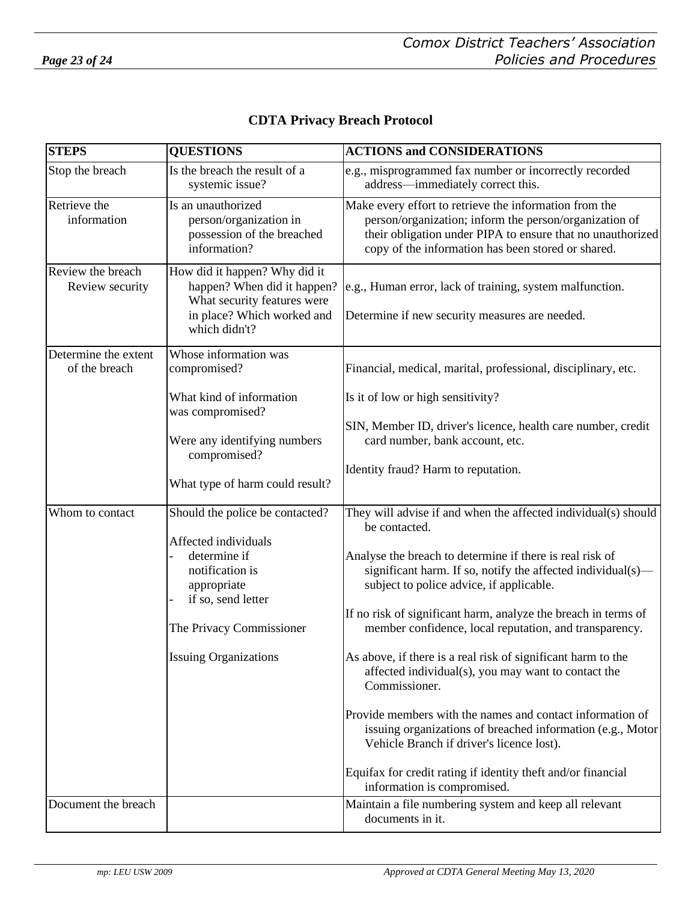## CDTA Privacy Breach Protocol

| STEPS | QUESTIONS | ACTIONS and CONSIDERATIONS |
|---|---|---|
| Stop the breach | Is the breach the result of a systemic issue? | e.g., misprogrammed fax number or incorrectly recorded address—immediately correct this. |
| Retrieve the information | Is an unauthorized person/organization in possession of the breached information? | Make every effort to retrieve the information from the person/organization; inform the person/organization of their obligation under PIPA to ensure that no unauthorized copy of the information has been stored or shared. |
| Review the breach<br>Review security | How did it happen? Why did it happen? When did it happen? What security features were in place? Which worked and which didn't? | e.g., Human error, lack of training, system malfunction.<br><br>Determine if new security measures are needed. |
| Determine the extent of the breach | Whose information was compromised?<br><br>What kind of information was compromised?<br><br>Were any identifying numbers compromised?<br><br>What type of harm could result? | Financial, medical, marital, professional, disciplinary, etc.<br><br>Is it of low or high sensitivity?<br><br>SIN, Member ID, driver's licence, health care number, credit card number, bank account, etc.<br><br>Identity fraud? Harm to reputation. |
| Whom to contact | Should the police be contacted?<br><br>Affected individuals<br>- determine if notification is appropriate<br>- if so, send letter<br><br>The Privacy Commissioner<br><br>Issuing Organizations | They will advise if and when the affected individual(s) should be contacted.<br><br>Analyse the breach to determine if there is real risk of significant harm. If so, notify the affected individual(s)—subject to police advice, if applicable.<br><br>If no risk of significant harm, analyze the breach in terms of member confidence, local reputation, and transparency.<br><br>As above, if there is a real risk of significant harm to the affected individual(s), you may want to contact the Commissioner.<br><br>Provide members with the names and contact information of issuing organizations of breached information (e.g., Motor Vehicle Branch if driver's licence lost).<br><br>Equifax for credit rating if identity theft and/or financial information is compromised. |
| Document the breach | | Maintain a file numbering system and keep all relevant documents in it. |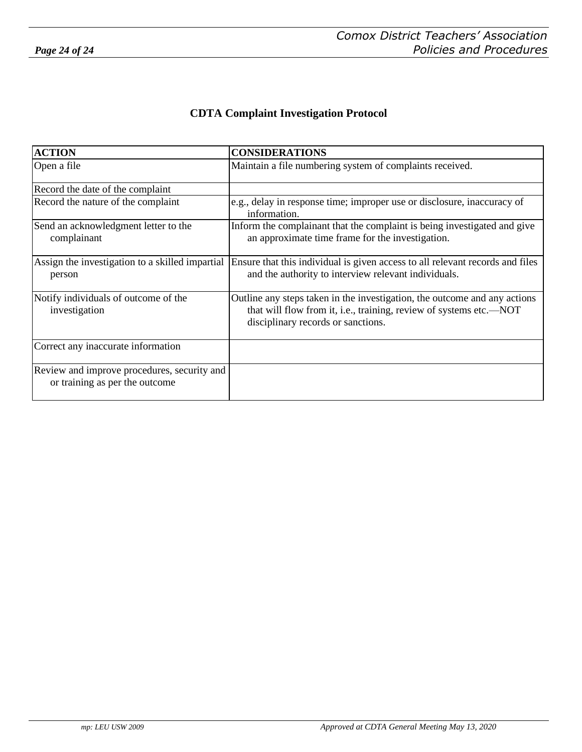**CDTA Complaint Investigation Protocol**

| ACTION | CONSIDERATIONS |
|---|---|
| Open a file | Maintain a file numbering system of complaints received. |
| Record the date of the complaint | |
| Record the nature of the complaint | e.g., delay in response time; improper use or disclosure, inaccuracy of information. |
| Send an acknowledgment letter to the complainant | Inform the complainant that the complaint is being investigated and give an approximate time frame for the investigation. |
| Assign the investigation to a skilled impartial person | Ensure that this individual is given access to all relevant records and files and the authority to interview relevant individuals. |
| Notify individuals of outcome of the investigation | Outline any steps taken in the investigation, the outcome and any actions that will flow from it, i.e., training, review of systems etc.—NOT disciplinary records or sanctions. |
| Correct any inaccurate information | |
| Review and improve procedures, security and or training as per the outcome | |

*mp: LEU USW 2009*

*Approved at CDTA General Meeting May 13, 2020*